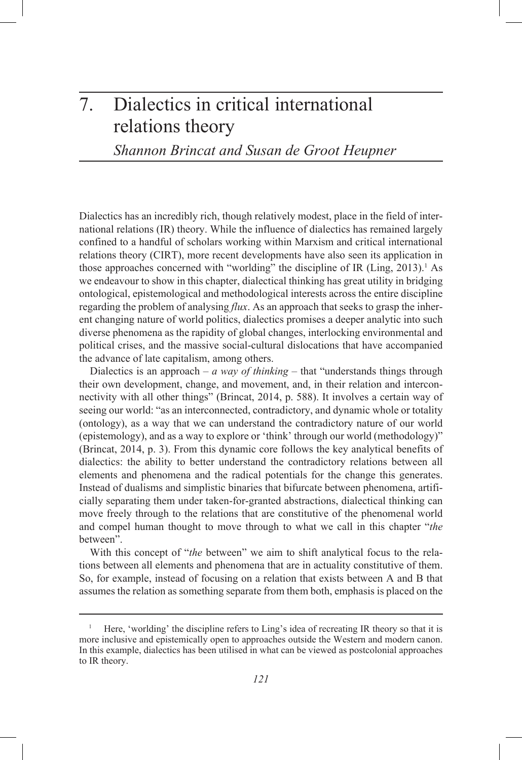# 7. Dialectics in critical international relations theory

*Shannon Brincat and Susan de Groot Heupner*

Dialectics has an incredibly rich, though relatively modest, place in the field of international relations (IR) theory. While the influence of dialectics has remained largely confined to a handful of scholars working within Marxism and critical international relations theory (CIRT), more recent developments have also seen its application in those approaches concerned with "worlding" the discipline of IR (Ling, 2013).[1] As we endeavour to show in this chapter, dialectical thinking has great utility in bridging ontological, epistemological and methodological interests across the entire discipline regarding the problem of analysing *flux*. As an approach that seeks to grasp the inherent changing nature of world politics, dialectics promises a deeper analytic into such diverse phenomena as the rapidity of global changes, interlocking environmental and political crises, and the massive social-cultural dislocations that have accompanied the advance of late capitalism, among others.

Dialectics is an approach – *a way of thinking* – that "understands things through their own development, change, and movement, and, in their relation and interconnectivity with all other things" (Brincat, 2014, p. 588). It involves a certain way of seeing our world: "as an interconnected, contradictory, and dynamic whole or totality (ontology), as a way that we can understand the contradictory nature of our world (epistemology), and as a way to explore or 'think' through our world (methodology)" (Brincat, 2014, p. 3). From this dynamic core follows the key analytical benefits of dialectics: the ability to better understand the contradictory relations between all elements and phenomena and the radical potentials for the change this generates. Instead of dualisms and simplistic binaries that bifurcate between phenomena, artificially separating them under taken-for-granted abstractions, dialectical thinking can move freely through to the relations that are constitutive of the phenomenal world and compel human thought to move through to what we call in this chapter "*the* between".

With this concept of "*the* between" we aim to shift analytical focus to the relations between all elements and phenomena that are in actuality constitutive of them. So, for example, instead of focusing on a relation that exists between A and B that assumes the relation as something separate from them both, emphasis is placed on the

[1] Here, 'worlding' the discipline refers to Ling's idea of recreating IR theory so that it is more inclusive and epistemically open to approaches outside the Western and modern canon. In this example, dialectics has been utilised in what can be viewed as postcolonial approaches to IR theory.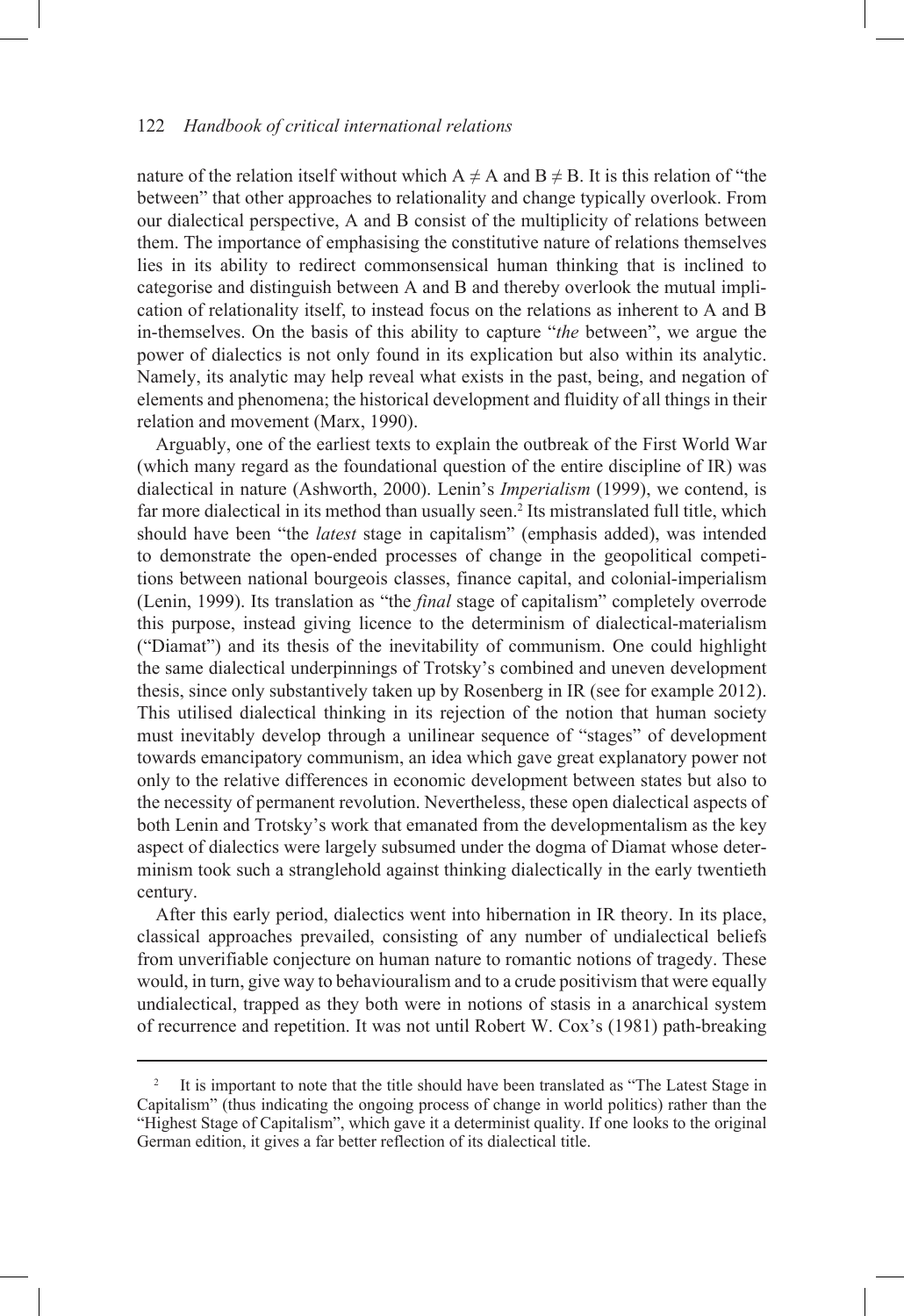nature of the relation itself without which $A \neq A$ and $B \neq B$. It is this relation of "the between" that other approaches to relationality and change typically overlook. From our dialectical perspective, A and B consist of the multiplicity of relations between them. The importance of emphasising the constitutive nature of relations themselves lies in its ability to redirect commonsensical human thinking that is inclined to categorise and distinguish between A and B and thereby overlook the mutual implication of relationality itself, to instead focus on the relations as inherent to A and B in-themselves. On the basis of this ability to capture "*the* between", we argue the power of dialectics is not only found in its explication but also within its analytic. Namely, its analytic may help reveal what exists in the past, being, and negation of elements and phenomena; the historical development and fluidity of all things in their relation and movement (Marx, 1990).

Arguably, one of the earliest texts to explain the outbreak of the First World War (which many regard as the foundational question of the entire discipline of IR) was dialectical in nature (Ashworth, 2000). Lenin's *Imperialism* (1999), we contend, is far more dialectical in its method than usually seen.[2] Its mistranslated full title, which should have been "the *latest* stage in capitalism" (emphasis added), was intended to demonstrate the open-ended processes of change in the geopolitical competitions between national bourgeois classes, finance capital, and colonial-imperialism (Lenin, 1999). Its translation as "the *final* stage of capitalism" completely overrode this purpose, instead giving licence to the determinism of dialectical-materialism ("Diamat") and its thesis of the inevitability of communism. One could highlight the same dialectical underpinnings of Trotsky's combined and uneven development thesis, since only substantively taken up by Rosenberg in IR (see for example 2012). This utilised dialectical thinking in its rejection of the notion that human society must inevitably develop through a unilinear sequence of "stages" of development towards emancipatory communism, an idea which gave great explanatory power not only to the relative differences in economic development between states but also to the necessity of permanent revolution. Nevertheless, these open dialectical aspects of both Lenin and Trotsky's work that emanated from the developmentalism as the key aspect of dialectics were largely subsumed under the dogma of Diamat whose determinism took such a stranglehold against thinking dialectically in the early twentieth century.

After this early period, dialectics went into hibernation in IR theory. In its place, classical approaches prevailed, consisting of any number of undialectical beliefs from unverifiable conjecture on human nature to romantic notions of tragedy. These would, in turn, give way to behaviouralism and to a crude positivism that were equally undialectical, trapped as they both were in notions of stasis in a anarchical system of recurrence and repetition. It was not until Robert W. Cox's (1981) path-breaking

---

[2] It is important to note that the title should have been translated as "The Latest Stage in Capitalism" (thus indicating the ongoing process of change in world politics) rather than the "Highest Stage of Capitalism", which gave it a determinist quality. If one looks to the original German edition, it gives a far better reflection of its dialectical title.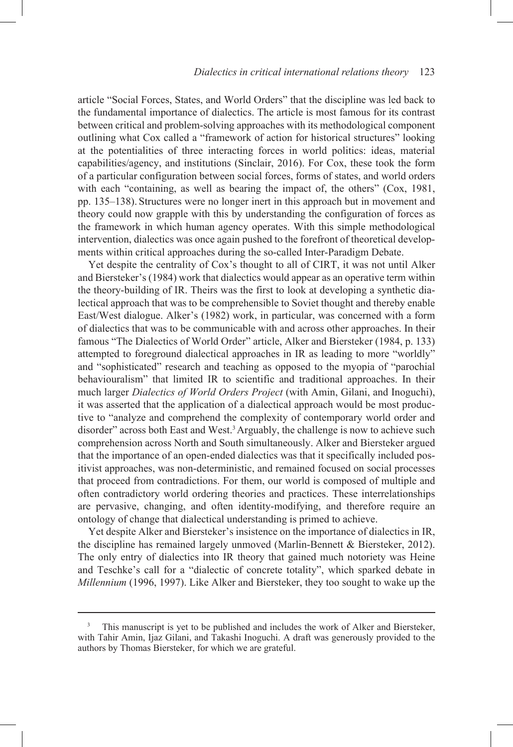article "Social Forces, States, and World Orders" that the discipline was led back to the fundamental importance of dialectics. The article is most famous for its contrast between critical and problem-solving approaches with its methodological component outlining what Cox called a "framework of action for historical structures" looking at the potentialities of three interacting forces in world politics: ideas, material capabilities/agency, and institutions (Sinclair, 2016). For Cox, these took the form of a particular configuration between social forces, forms of states, and world orders with each "containing, as well as bearing the impact of, the others" (Cox, 1981, pp. 135–138). Structures were no longer inert in this approach but in movement and theory could now grapple with this by understanding the configuration of forces as the framework in which human agency operates. With this simple methodological intervention, dialectics was once again pushed to the forefront of theoretical developments within critical approaches during the so-called Inter-Paradigm Debate.

Yet despite the centrality of Cox's thought to all of CIRT, it was not until Alker and Biersteker's (1984) work that dialectics would appear as an operative term within the theory-building of IR. Theirs was the first to look at developing a synthetic dialectical approach that was to be comprehensible to Soviet thought and thereby enable East/West dialogue. Alker's (1982) work, in particular, was concerned with a form of dialectics that was to be communicable with and across other approaches. In their famous "The Dialectics of World Order" article, Alker and Biersteker (1984, p. 133) attempted to foreground dialectical approaches in IR as leading to more "worldly" and "sophisticated" research and teaching as opposed to the myopia of "parochial behaviouralism" that limited IR to scientific and traditional approaches. In their much larger *Dialectics of World Orders Project* (with Amin, Gilani, and Inoguchi), it was asserted that the application of a dialectical approach would be most productive to "analyze and comprehend the complexity of contemporary world order and disorder" across both East and West.[3] Arguably, the challenge is now to achieve such comprehension across North and South simultaneously. Alker and Biersteker argued that the importance of an open-ended dialectics was that it specifically included positivist approaches, was non-deterministic, and remained focused on social processes that proceed from contradictions. For them, our world is composed of multiple and often contradictory world ordering theories and practices. These interrelationships are pervasive, changing, and often identity-modifying, and therefore require an ontology of change that dialectical understanding is primed to achieve.

Yet despite Alker and Biersteker's insistence on the importance of dialectics in IR, the discipline has remained largely unmoved (Marlin-Bennett & Biersteker, 2012). The only entry of dialectics into IR theory that gained much notoriety was Heine and Teschke's call for a "dialectic of concrete totality", which sparked debate in *Millennium* (1996, 1997). Like Alker and Biersteker, they too sought to wake up the

---

[3] This manuscript is yet to be published and includes the work of Alker and Biersteker, with Tahir Amin, Ijaz Gilani, and Takashi Inoguchi. A draft was generously provided to the authors by Thomas Biersteker, for which we are grateful.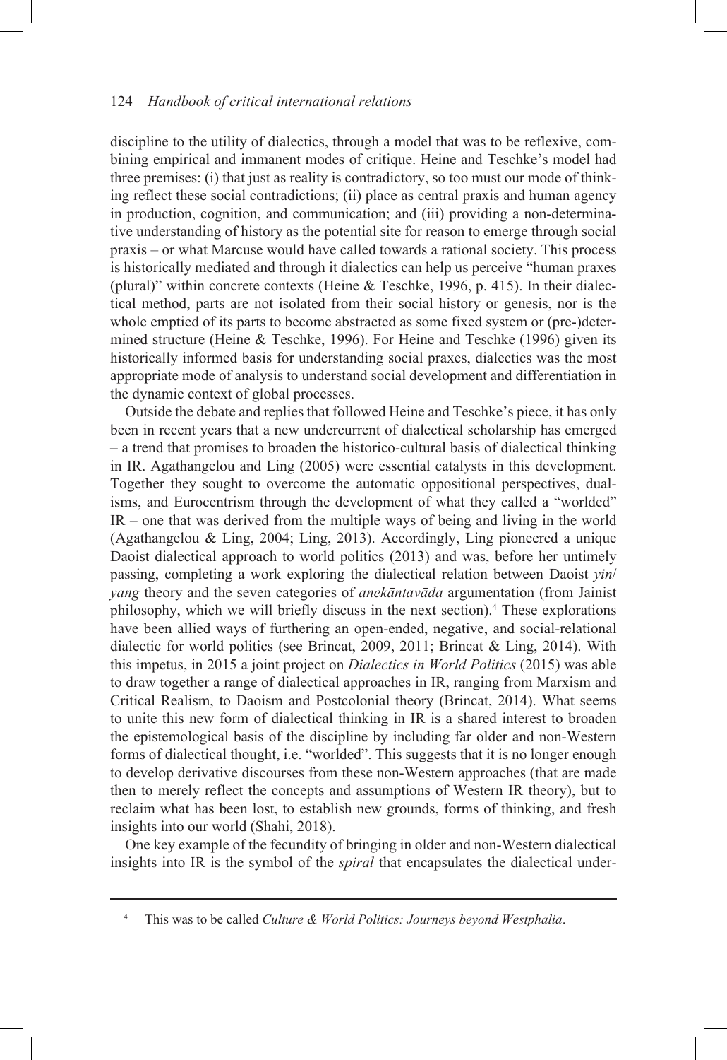discipline to the utility of dialectics, through a model that was to be reflexive, combining empirical and immanent modes of critique. Heine and Teschke's model had three premises: (i) that just as reality is contradictory, so too must our mode of thinking reflect these social contradictions; (ii) place as central praxis and human agency in production, cognition, and communication; and (iii) providing a non-determinative understanding of history as the potential site for reason to emerge through social praxis – or what Marcuse would have called towards a rational society. This process is historically mediated and through it dialectics can help us perceive "human praxes (plural)" within concrete contexts (Heine & Teschke, 1996, p. 415). In their dialectical method, parts are not isolated from their social history or genesis, nor is the whole emptied of its parts to become abstracted as some fixed system or (pre-)determined structure (Heine & Teschke, 1996). For Heine and Teschke (1996) given its historically informed basis for understanding social praxes, dialectics was the most appropriate mode of analysis to understand social development and differentiation in the dynamic context of global processes.

Outside the debate and replies that followed Heine and Teschke's piece, it has only been in recent years that a new undercurrent of dialectical scholarship has emerged – a trend that promises to broaden the historico-cultural basis of dialectical thinking in IR. Agathangelou and Ling (2005) were essential catalysts in this development. Together they sought to overcome the automatic oppositional perspectives, dualisms, and Eurocentrism through the development of what they called a "worlded" IR – one that was derived from the multiple ways of being and living in the world (Agathangelou & Ling, 2004; Ling, 2013). Accordingly, Ling pioneered a unique Daoist dialectical approach to world politics (2013) and was, before her untimely passing, completing a work exploring the dialectical relation between Daoist *yin*/*yang* theory and the seven categories of *anekāntavāda* argumentation (from Jainist philosophy, which we will briefly discuss in the next section).[4] These explorations have been allied ways of furthering an open-ended, negative, and social-relational dialectic for world politics (see Brincat, 2009, 2011; Brincat & Ling, 2014). With this impetus, in 2015 a joint project on *Dialectics in World Politics* (2015) was able to draw together a range of dialectical approaches in IR, ranging from Marxism and Critical Realism, to Daoism and Postcolonial theory (Brincat, 2014). What seems to unite this new form of dialectical thinking in IR is a shared interest to broaden the epistemological basis of the discipline by including far older and non-Western forms of dialectical thought, i.e. "worlded". This suggests that it is no longer enough to develop derivative discourses from these non-Western approaches (that are made then to merely reflect the concepts and assumptions of Western IR theory), but to reclaim what has been lost, to establish new grounds, forms of thinking, and fresh insights into our world (Shahi, 2018).

One key example of the fecundity of bringing in older and non-Western dialectical insights into IR is the symbol of the *spiral* that encapsulates the dialectical under-

---

[4] This was to be called *Culture & World Politics: Journeys beyond Westphalia*.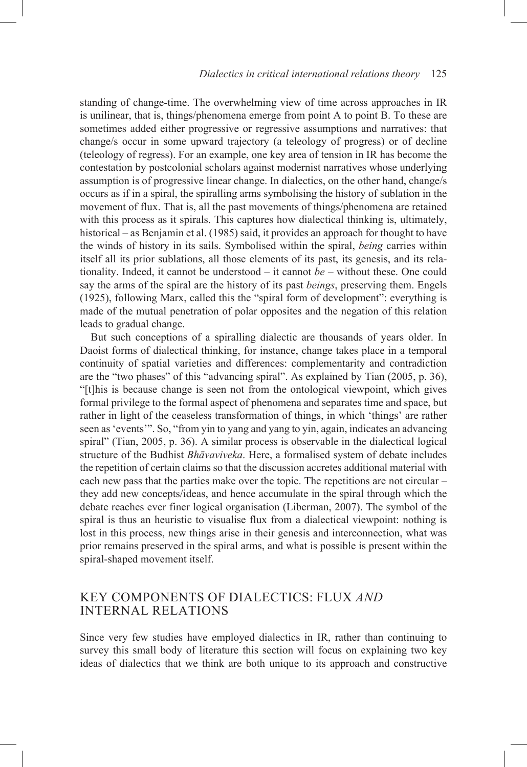standing of change-time. The overwhelming view of time across approaches in IR is unilinear, that is, things/phenomena emerge from point A to point B. To these are sometimes added either progressive or regressive assumptions and narratives: that change/s occur in some upward trajectory (a teleology of progress) or of decline (teleology of regress). For an example, one key area of tension in IR has become the contestation by postcolonial scholars against modernist narratives whose underlying assumption is of progressive linear change. In dialectics, on the other hand, change/s occurs as if in a spiral, the spiralling arms symbolising the history of sublation in the movement of flux. That is, all the past movements of things/phenomena are retained with this process as it spirals. This captures how dialectical thinking is, ultimately, historical – as Benjamin et al. (1985) said, it provides an approach for thought to have the winds of history in its sails. Symbolised within the spiral, *being* carries within itself all its prior sublations, all those elements of its past, its genesis, and its relationality. Indeed, it cannot be understood – it cannot *be* – without these. One could say the arms of the spiral are the history of its past *beings*, preserving them. Engels (1925), following Marx, called this the "spiral form of development": everything is made of the mutual penetration of polar opposites and the negation of this relation leads to gradual change.

But such conceptions of a spiralling dialectic are thousands of years older. In Daoist forms of dialectical thinking, for instance, change takes place in a temporal continuity of spatial varieties and differences: complementarity and contradiction are the "two phases" of this "advancing spiral". As explained by Tian (2005, p. 36), "[t]his is because change is seen not from the ontological viewpoint, which gives formal privilege to the formal aspect of phenomena and separates time and space, but rather in light of the ceaseless transformation of things, in which 'things' are rather seen as 'events'". So, "from yin to yang and yang to yin, again, indicates an advancing spiral" (Tian, 2005, p. 36). A similar process is observable in the dialectical logical structure of the Budhist *Bhāvaviveka*. Here, a formalised system of debate includes the repetition of certain claims so that the discussion accretes additional material with each new pass that the parties make over the topic. The repetitions are not circular – they add new concepts/ideas, and hence accumulate in the spiral through which the debate reaches ever finer logical organisation (Liberman, 2007). The symbol of the spiral is thus an heuristic to visualise flux from a dialectical viewpoint: nothing is lost in this process, new things arise in their genesis and interconnection, what was prior remains preserved in the spiral arms, and what is possible is present within the spiral-shaped movement itself.

## KEY COMPONENTS OF DIALECTICS: FLUX *AND* INTERNAL RELATIONS

Since very few studies have employed dialectics in IR, rather than continuing to survey this small body of literature this section will focus on explaining two key ideas of dialectics that we think are both unique to its approach and constructive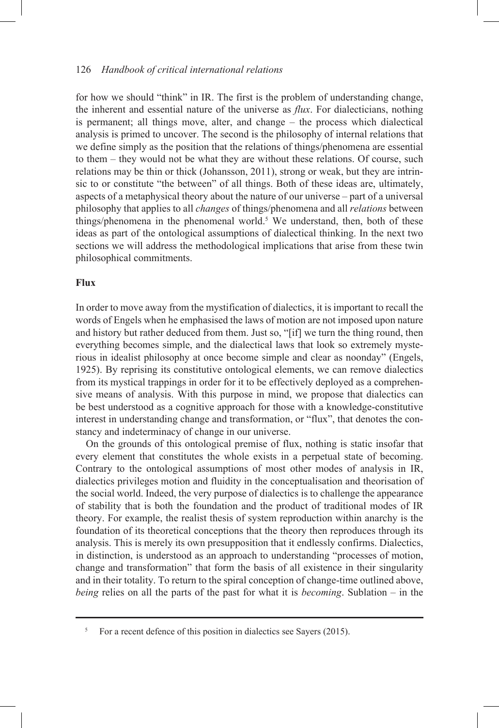for how we should "think" in IR. The first is the problem of understanding change, the inherent and essential nature of the universe as *flux*. For dialecticians, nothing is permanent; all things move, alter, and change – the process which dialectical analysis is primed to uncover. The second is the philosophy of internal relations that we define simply as the position that the relations of things/phenomena are essential to them – they would not be what they are without these relations. Of course, such relations may be thin or thick (Johansson, 2011), strong or weak, but they are intrinsic to or constitute "the between" of all things. Both of these ideas are, ultimately, aspects of a metaphysical theory about the nature of our universe – part of a universal philosophy that applies to all *changes* of things/phenomena and all *relations* between things/phenomena in the phenomenal world.[5] We understand, then, both of these ideas as part of the ontological assumptions of dialectical thinking. In the next two sections we will address the methodological implications that arise from these twin philosophical commitments.

**Flux**

In order to move away from the mystification of dialectics, it is important to recall the words of Engels when he emphasised the laws of motion are not imposed upon nature and history but rather deduced from them. Just so, "[if] we turn the thing round, then everything becomes simple, and the dialectical laws that look so extremely mysterious in idealist philosophy at once become simple and clear as noonday" (Engels, 1925). By reprising its constitutive ontological elements, we can remove dialectics from its mystical trappings in order for it to be effectively deployed as a comprehensive means of analysis. With this purpose in mind, we propose that dialectics can be best understood as a cognitive approach for those with a knowledge-constitutive interest in understanding change and transformation, or "flux", that denotes the constancy and indeterminacy of change in our universe.

On the grounds of this ontological premise of flux, nothing is static insofar that every element that constitutes the whole exists in a perpetual state of becoming. Contrary to the ontological assumptions of most other modes of analysis in IR, dialectics privileges motion and fluidity in the conceptualisation and theorisation of the social world. Indeed, the very purpose of dialectics is to challenge the appearance of stability that is both the foundation and the product of traditional modes of IR theory. For example, the realist thesis of system reproduction within anarchy is the foundation of its theoretical conceptions that the theory then reproduces through its analysis. This is merely its own presupposition that it endlessly confirms. Dialectics, in distinction, is understood as an approach to understanding "processes of motion, change and transformation" that form the basis of all existence in their singularity and in their totality. To return to the spiral conception of change-time outlined above, *being* relies on all the parts of the past for what it is *becoming*. Sublation – in the

[5] For a recent defence of this position in dialectics see Sayers (2015).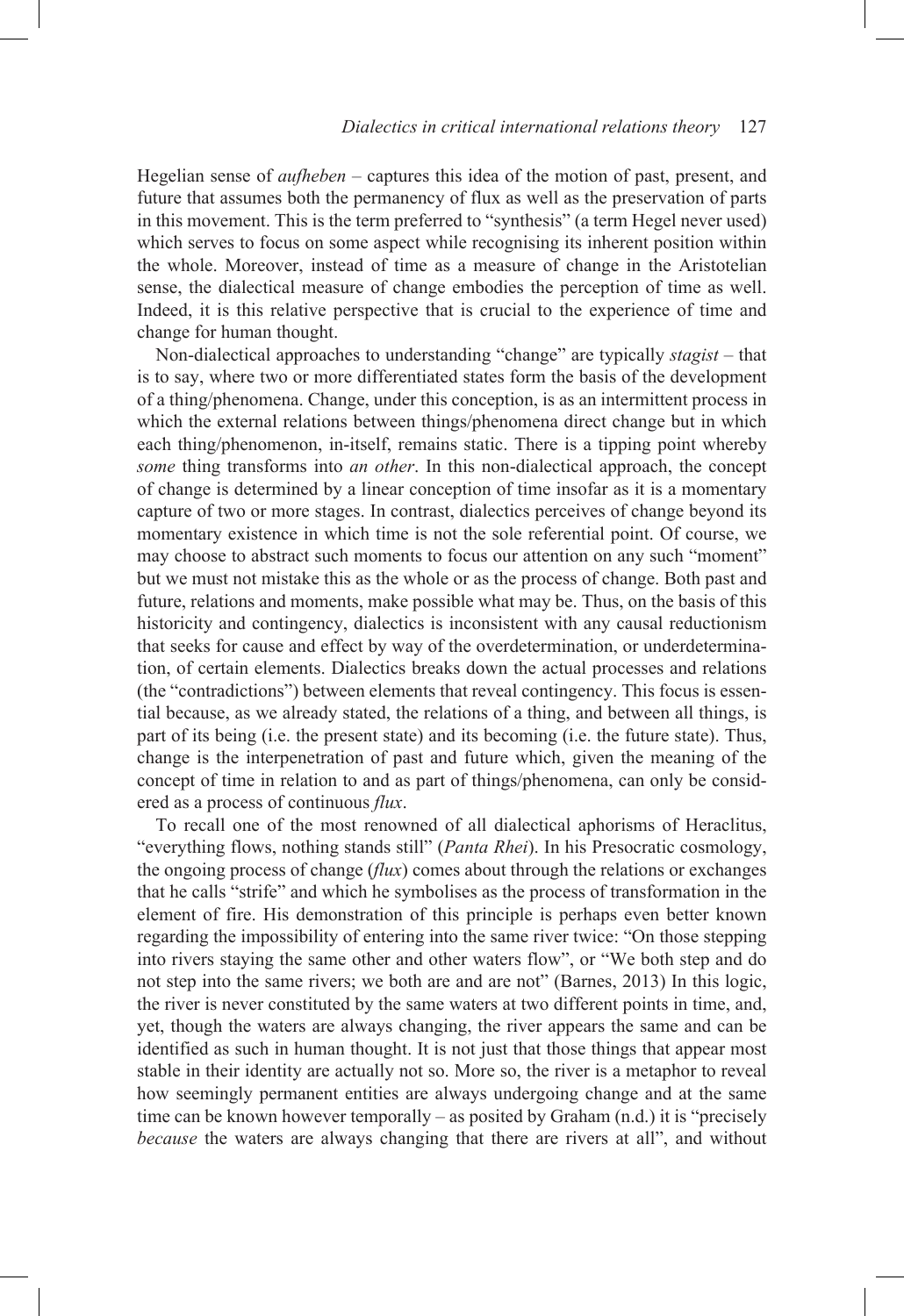Hegelian sense of *aufheben* – captures this idea of the motion of past, present, and future that assumes both the permanency of flux as well as the preservation of parts in this movement. This is the term preferred to "synthesis" (a term Hegel never used) which serves to focus on some aspect while recognising its inherent position within the whole. Moreover, instead of time as a measure of change in the Aristotelian sense, the dialectical measure of change embodies the perception of time as well. Indeed, it is this relative perspective that is crucial to the experience of time and change for human thought.

Non-dialectical approaches to understanding "change" are typically *stagist* – that is to say, where two or more differentiated states form the basis of the development of a thing/phenomena. Change, under this conception, is as an intermittent process in which the external relations between things/phenomena direct change but in which each thing/phenomenon, in-itself, remains static. There is a tipping point whereby *some* thing transforms into *an other*. In this non-dialectical approach, the concept of change is determined by a linear conception of time insofar as it is a momentary capture of two or more stages. In contrast, dialectics perceives of change beyond its momentary existence in which time is not the sole referential point. Of course, we may choose to abstract such moments to focus our attention on any such "moment" but we must not mistake this as the whole or as the process of change. Both past and future, relations and moments, make possible what may be. Thus, on the basis of this historicity and contingency, dialectics is inconsistent with any causal reductionism that seeks for cause and effect by way of the overdetermination, or underdetermination, of certain elements. Dialectics breaks down the actual processes and relations (the "contradictions") between elements that reveal contingency. This focus is essential because, as we already stated, the relations of a thing, and between all things, is part of its being (i.e. the present state) and its becoming (i.e. the future state). Thus, change is the interpenetration of past and future which, given the meaning of the concept of time in relation to and as part of things/phenomena, can only be considered as a process of continuous *flux*.

To recall one of the most renowned of all dialectical aphorisms of Heraclitus, "everything flows, nothing stands still" (*Panta Rhei*). In his Presocratic cosmology, the ongoing process of change (*flux*) comes about through the relations or exchanges that he calls "strife" and which he symbolises as the process of transformation in the element of fire. His demonstration of this principle is perhaps even better known regarding the impossibility of entering into the same river twice: "On those stepping into rivers staying the same other and other waters flow", or "We both step and do not step into the same rivers; we both are and are not" (Barnes, 2013) In this logic, the river is never constituted by the same waters at two different points in time, and, yet, though the waters are always changing, the river appears the same and can be identified as such in human thought. It is not just that those things that appear most stable in their identity are actually not so. More so, the river is a metaphor to reveal how seemingly permanent entities are always undergoing change and at the same time can be known however temporally – as posited by Graham (n.d.) it is "precisely *because* the waters are always changing that there are rivers at all", and without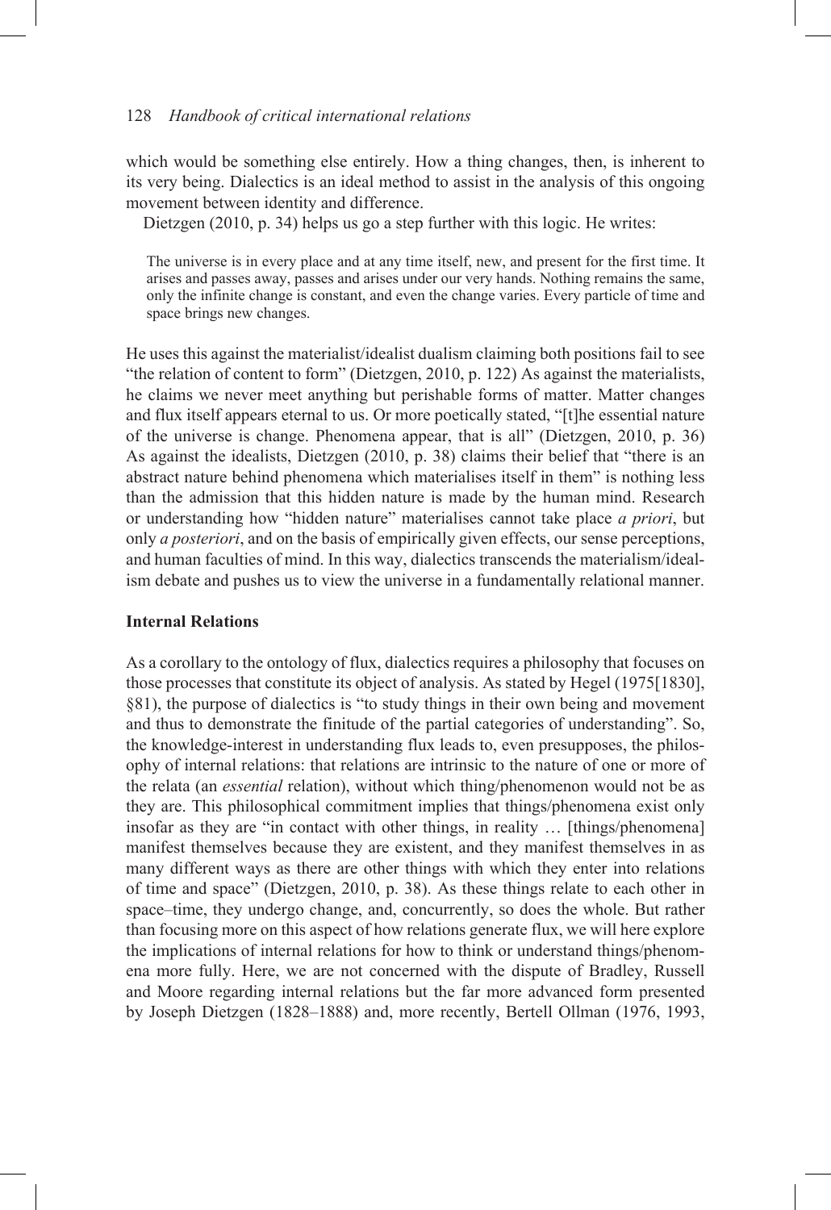which would be something else entirely. How a thing changes, then, is inherent to its very being. Dialectics is an ideal method to assist in the analysis of this ongoing movement between identity and difference.

Dietzgen (2010, p. 34) helps us go a step further with this logic. He writes:

> The universe is in every place and at any time itself, new, and present for the first time. It arises and passes away, passes and arises under our very hands. Nothing remains the same, only the infinite change is constant, and even the change varies. Every particle of time and space brings new changes.

He uses this against the materialist/idealist dualism claiming both positions fail to see "the relation of content to form" (Dietzgen, 2010, p. 122) As against the materialists, he claims we never meet anything but perishable forms of matter. Matter changes and flux itself appears eternal to us. Or more poetically stated, "[t]he essential nature of the universe is change. Phenomena appear, that is all" (Dietzgen, 2010, p. 36) As against the idealists, Dietzgen (2010, p. 38) claims their belief that "there is an abstract nature behind phenomena which materialises itself in them" is nothing less than the admission that this hidden nature is made by the human mind. Research or understanding how "hidden nature" materialises cannot take place *a priori*, but only *a posteriori*, and on the basis of empirically given effects, our sense perceptions, and human faculties of mind. In this way, dialectics transcends the materialism/idealism debate and pushes us to view the universe in a fundamentally relational manner.

**Internal Relations**

As a corollary to the ontology of flux, dialectics requires a philosophy that focuses on those processes that constitute its object of analysis. As stated by Hegel (1975[1830], §81), the purpose of dialectics is "to study things in their own being and movement and thus to demonstrate the finitude of the partial categories of understanding". So, the knowledge-interest in understanding flux leads to, even presupposes, the philosophy of internal relations: that relations are intrinsic to the nature of one or more of the relata (an *essential* relation), without which thing/phenomenon would not be as they are. This philosophical commitment implies that things/phenomena exist only insofar as they are "in contact with other things, in reality … [things/phenomena] manifest themselves because they are existent, and they manifest themselves in as many different ways as there are other things with which they enter into relations of time and space" (Dietzgen, 2010, p. 38). As these things relate to each other in space–time, they undergo change, and, concurrently, so does the whole. But rather than focusing more on this aspect of how relations generate flux, we will here explore the implications of internal relations for how to think or understand things/phenomena more fully. Here, we are not concerned with the dispute of Bradley, Russell and Moore regarding internal relations but the far more advanced form presented by Joseph Dietzgen (1828–1888) and, more recently, Bertell Ollman (1976, 1993,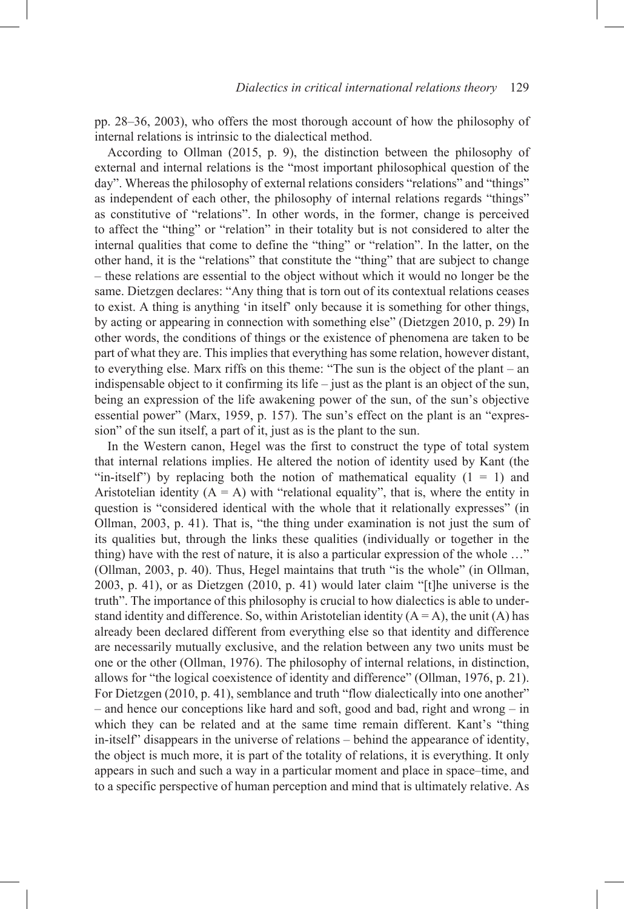pp. 28–36, 2003), who offers the most thorough account of how the philosophy of internal relations is intrinsic to the dialectical method.

According to Ollman (2015, p. 9), the distinction between the philosophy of external and internal relations is the "most important philosophical question of the day". Whereas the philosophy of external relations considers "relations" and "things" as independent of each other, the philosophy of internal relations regards "things" as constitutive of "relations". In other words, in the former, change is perceived to affect the "thing" or "relation" in their totality but is not considered to alter the internal qualities that come to define the "thing" or "relation". In the latter, on the other hand, it is the "relations" that constitute the "thing" that are subject to change – these relations are essential to the object without which it would no longer be the same. Dietzgen declares: "Any thing that is torn out of its contextual relations ceases to exist. A thing is anything 'in itself' only because it is something for other things, by acting or appearing in connection with something else" (Dietzgen 2010, p. 29) In other words, the conditions of things or the existence of phenomena are taken to be part of what they are. This implies that everything has some relation, however distant, to everything else. Marx riffs on this theme: "The sun is the object of the plant – an indispensable object to it confirming its life – just as the plant is an object of the sun, being an expression of the life awakening power of the sun, of the sun's objective essential power" (Marx, 1959, p. 157). The sun's effect on the plant is an "expression" of the sun itself, a part of it, just as is the plant to the sun.

In the Western canon, Hegel was the first to construct the type of total system that internal relations implies. He altered the notion of identity used by Kant (the "in-itself") by replacing both the notion of mathematical equality ($1 = 1$) and Aristotelian identity ($A = A$) with "relational equality", that is, where the entity in question is "considered identical with the whole that it relationally expresses" (in Ollman, 2003, p. 41). That is, "the thing under examination is not just the sum of its qualities but, through the links these qualities (individually or together in the thing) have with the rest of nature, it is also a particular expression of the whole …" (Ollman, 2003, p. 40). Thus, Hegel maintains that truth "is the whole" (in Ollman, 2003, p. 41), or as Dietzgen (2010, p. 41) would later claim "[t]he universe is the truth". The importance of this philosophy is crucial to how dialectics is able to understand identity and difference. So, within Aristotelian identity ($A = A$), the unit (A) has already been declared different from everything else so that identity and difference are necessarily mutually exclusive, and the relation between any two units must be one or the other (Ollman, 1976). The philosophy of internal relations, in distinction, allows for "the logical coexistence of identity and difference" (Ollman, 1976, p. 21). For Dietzgen (2010, p. 41), semblance and truth "flow dialectically into one another" – and hence our conceptions like hard and soft, good and bad, right and wrong – in which they can be related and at the same time remain different. Kant's "thing in-itself" disappears in the universe of relations – behind the appearance of identity, the object is much more, it is part of the totality of relations, it is everything. It only appears in such and such a way in a particular moment and place in space–time, and to a specific perspective of human perception and mind that is ultimately relative. As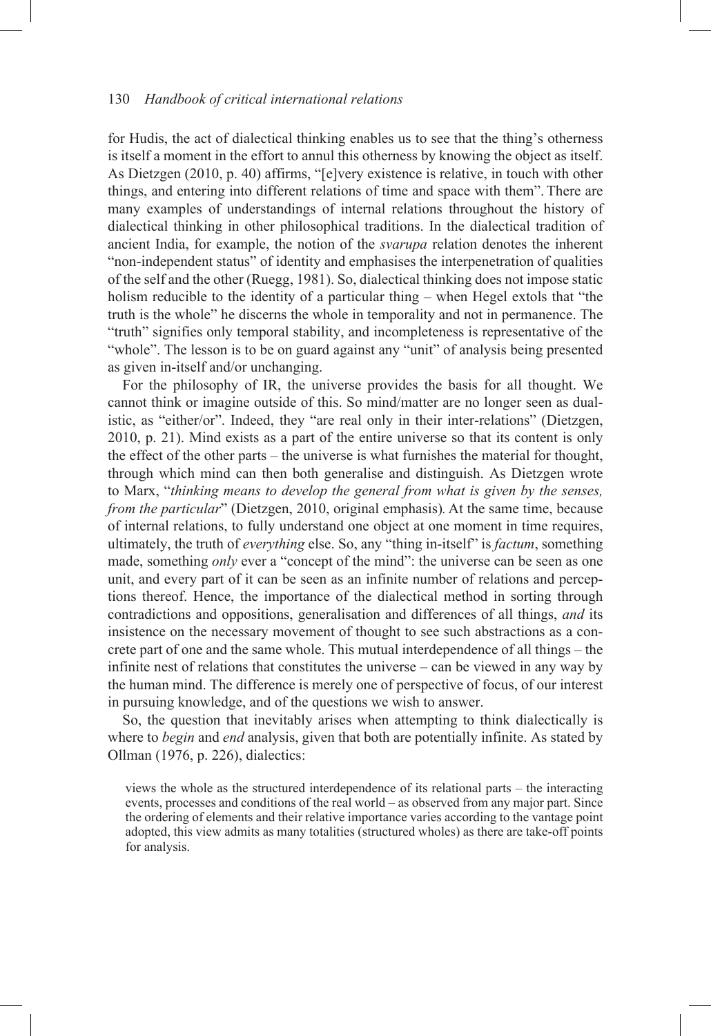for Hudis, the act of dialectical thinking enables us to see that the thing's otherness is itself a moment in the effort to annul this otherness by knowing the object as itself. As Dietzgen (2010, p. 40) affirms, "[e]very existence is relative, in touch with other things, and entering into different relations of time and space with them". There are many examples of understandings of internal relations throughout the history of dialectical thinking in other philosophical traditions. In the dialectical tradition of ancient India, for example, the notion of the *svarupa* relation denotes the inherent "non-independent status" of identity and emphasises the interpenetration of qualities of the self and the other (Ruegg, 1981). So, dialectical thinking does not impose static holism reducible to the identity of a particular thing – when Hegel extols that "the truth is the whole" he discerns the whole in temporality and not in permanence. The "truth" signifies only temporal stability, and incompleteness is representative of the "whole". The lesson is to be on guard against any "unit" of analysis being presented as given in-itself and/or unchanging.

For the philosophy of IR, the universe provides the basis for all thought. We cannot think or imagine outside of this. So mind/matter are no longer seen as dualistic, as "either/or". Indeed, they "are real only in their inter-relations" (Dietzgen, 2010, p. 21). Mind exists as a part of the entire universe so that its content is only the effect of the other parts – the universe is what furnishes the material for thought, through which mind can then both generalise and distinguish. As Dietzgen wrote to Marx, "*thinking means to develop the general from what is given by the senses, from the particular*" (Dietzgen, 2010, original emphasis). At the same time, because of internal relations, to fully understand one object at one moment in time requires, ultimately, the truth of *everything* else. So, any "thing in-itself" is *factum*, something made, something *only* ever a "concept of the mind": the universe can be seen as one unit, and every part of it can be seen as an infinite number of relations and perceptions thereof. Hence, the importance of the dialectical method in sorting through contradictions and oppositions, generalisation and differences of all things, *and* its insistence on the necessary movement of thought to see such abstractions as a concrete part of one and the same whole. This mutual interdependence of all things – the infinite nest of relations that constitutes the universe – can be viewed in any way by the human mind. The difference is merely one of perspective of focus, of our interest in pursuing knowledge, and of the questions we wish to answer.

So, the question that inevitably arises when attempting to think dialectically is where to *begin* and *end* analysis, given that both are potentially infinite. As stated by Ollman (1976, p. 226), dialectics:

> views the whole as the structured interdependence of its relational parts – the interacting events, processes and conditions of the real world – as observed from any major part. Since the ordering of elements and their relative importance varies according to the vantage point adopted, this view admits as many totalities (structured wholes) as there are take-off points for analysis.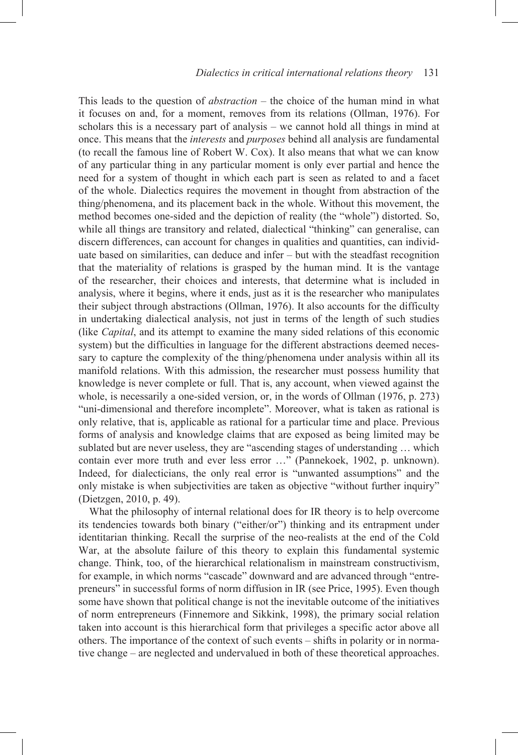This leads to the question of *abstraction* – the choice of the human mind in what it focuses on and, for a moment, removes from its relations (Ollman, 1976). For scholars this is a necessary part of analysis – we cannot hold all things in mind at once. This means that the *interests* and *purposes* behind all analysis are fundamental (to recall the famous line of Robert W. Cox). It also means that what we can know of any particular thing in any particular moment is only ever partial and hence the need for a system of thought in which each part is seen as related to and a facet of the whole. Dialectics requires the movement in thought from abstraction of the thing/phenomena, and its placement back in the whole. Without this movement, the method becomes one-sided and the depiction of reality (the "whole") distorted. So, while all things are transitory and related, dialectical "thinking" can generalise, can discern differences, can account for changes in qualities and quantities, can individuate based on similarities, can deduce and infer – but with the steadfast recognition that the materiality of relations is grasped by the human mind. It is the vantage of the researcher, their choices and interests, that determine what is included in analysis, where it begins, where it ends, just as it is the researcher who manipulates their subject through abstractions (Ollman, 1976). It also accounts for the difficulty in undertaking dialectical analysis, not just in terms of the length of such studies (like *Capital*, and its attempt to examine the many sided relations of this economic system) but the difficulties in language for the different abstractions deemed necessary to capture the complexity of the thing/phenomena under analysis within all its manifold relations. With this admission, the researcher must possess humility that knowledge is never complete or full. That is, any account, when viewed against the whole, is necessarily a one-sided version, or, in the words of Ollman (1976, p. 273) "uni-dimensional and therefore incomplete". Moreover, what is taken as rational is only relative, that is, applicable as rational for a particular time and place. Previous forms of analysis and knowledge claims that are exposed as being limited may be sublated but are never useless, they are "ascending stages of understanding … which contain ever more truth and ever less error …" (Pannekoek, 1902, p. unknown). Indeed, for dialecticians, the only real error is "unwanted assumptions" and the only mistake is when subjectivities are taken as objective "without further inquiry" (Dietzgen, 2010, p. 49).

What the philosophy of internal relational does for IR theory is to help overcome its tendencies towards both binary ("either/or") thinking and its entrapment under identitarian thinking. Recall the surprise of the neo-realists at the end of the Cold War, at the absolute failure of this theory to explain this fundamental systemic change. Think, too, of the hierarchical relationalism in mainstream constructivism, for example, in which norms "cascade" downward and are advanced through "entrepreneurs" in successful forms of norm diffusion in IR (see Price, 1995). Even though some have shown that political change is not the inevitable outcome of the initiatives of norm entrepreneurs (Finnemore and Sikkink, 1998), the primary social relation taken into account is this hierarchical form that privileges a specific actor above all others. The importance of the context of such events – shifts in polarity or in normative change – are neglected and undervalued in both of these theoretical approaches.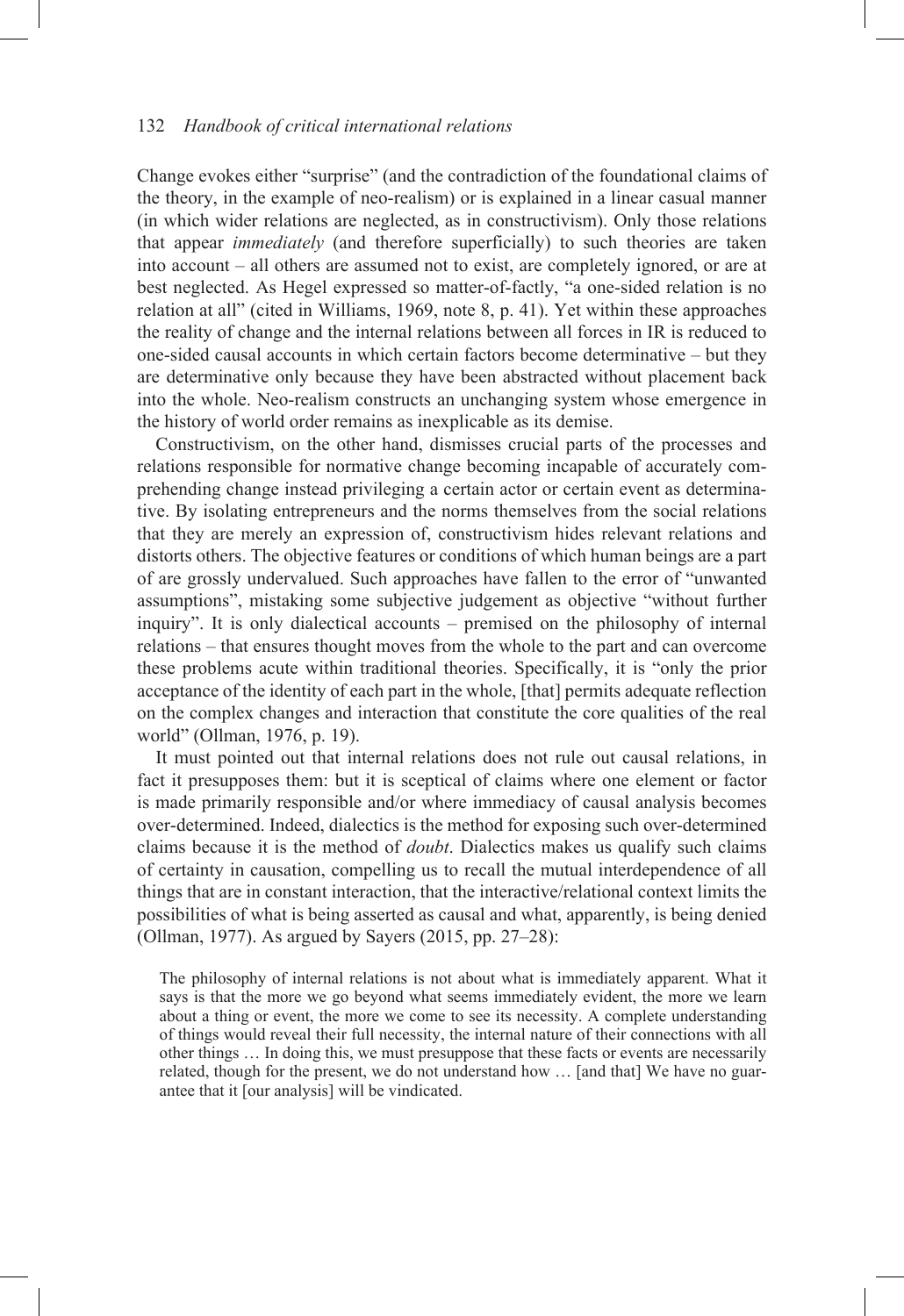Change evokes either "surprise" (and the contradiction of the foundational claims of the theory, in the example of neo-realism) or is explained in a linear casual manner (in which wider relations are neglected, as in constructivism). Only those relations that appear *immediately* (and therefore superficially) to such theories are taken into account – all others are assumed not to exist, are completely ignored, or are at best neglected. As Hegel expressed so matter-of-factly, "a one-sided relation is no relation at all" (cited in Williams, 1969, note 8, p. 41). Yet within these approaches the reality of change and the internal relations between all forces in IR is reduced to one-sided causal accounts in which certain factors become determinative – but they are determinative only because they have been abstracted without placement back into the whole. Neo-realism constructs an unchanging system whose emergence in the history of world order remains as inexplicable as its demise.

Constructivism, on the other hand, dismisses crucial parts of the processes and relations responsible for normative change becoming incapable of accurately comprehending change instead privileging a certain actor or certain event as determinative. By isolating entrepreneurs and the norms themselves from the social relations that they are merely an expression of, constructivism hides relevant relations and distorts others. The objective features or conditions of which human beings are a part of are grossly undervalued. Such approaches have fallen to the error of "unwanted assumptions", mistaking some subjective judgement as objective "without further inquiry". It is only dialectical accounts – premised on the philosophy of internal relations – that ensures thought moves from the whole to the part and can overcome these problems acute within traditional theories. Specifically, it is "only the prior acceptance of the identity of each part in the whole, [that] permits adequate reflection on the complex changes and interaction that constitute the core qualities of the real world" (Ollman, 1976, p. 19).

It must pointed out that internal relations does not rule out causal relations, in fact it presupposes them: but it is sceptical of claims where one element or factor is made primarily responsible and/or where immediacy of causal analysis becomes over-determined. Indeed, dialectics is the method for exposing such over-determined claims because it is the method of *doubt*. Dialectics makes us qualify such claims of certainty in causation, compelling us to recall the mutual interdependence of all things that are in constant interaction, that the interactive/relational context limits the possibilities of what is being asserted as causal and what, apparently, is being denied (Ollman, 1977). As argued by Sayers (2015, pp. 27–28):

> The philosophy of internal relations is not about what is immediately apparent. What it says is that the more we go beyond what seems immediately evident, the more we learn about a thing or event, the more we come to see its necessity. A complete understanding of things would reveal their full necessity, the internal nature of their connections with all other things … In doing this, we must presuppose that these facts or events are necessarily related, though for the present, we do not understand how … [and that] We have no guarantee that it [our analysis] will be vindicated.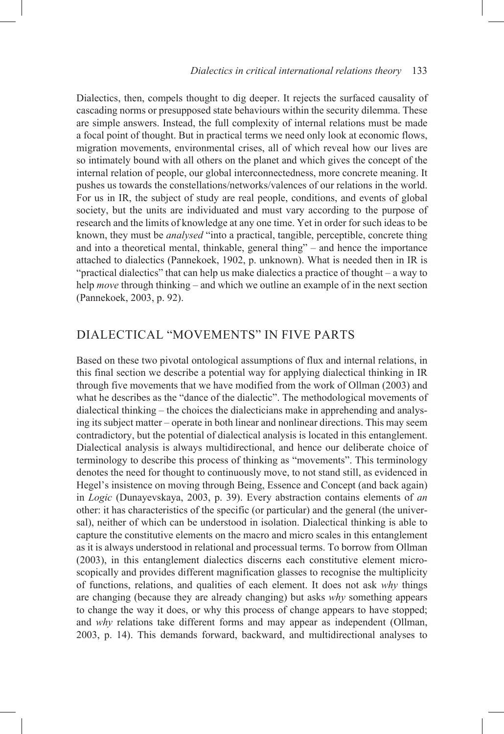Dialectics, then, compels thought to dig deeper. It rejects the surfaced causality of cascading norms or presupposed state behaviours within the security dilemma. These are simple answers. Instead, the full complexity of internal relations must be made a focal point of thought. But in practical terms we need only look at economic flows, migration movements, environmental crises, all of which reveal how our lives are so intimately bound with all others on the planet and which gives the concept of the internal relation of people, our global interconnectedness, more concrete meaning. It pushes us towards the constellations/networks/valences of our relations in the world. For us in IR, the subject of study are real people, conditions, and events of global society, but the units are individuated and must vary according to the purpose of research and the limits of knowledge at any one time. Yet in order for such ideas to be known, they must be *analysed* "into a practical, tangible, perceptible, concrete thing and into a theoretical mental, thinkable, general thing" – and hence the importance attached to dialectics (Pannekoek, 1902, p. unknown). What is needed then in IR is "practical dialectics" that can help us make dialectics a practice of thought – a way to help *move* through thinking – and which we outline an example of in the next section (Pannekoek, 2003, p. 92).

## DIALECTICAL "MOVEMENTS" IN FIVE PARTS

Based on these two pivotal ontological assumptions of flux and internal relations, in this final section we describe a potential way for applying dialectical thinking in IR through five movements that we have modified from the work of Ollman (2003) and what he describes as the "dance of the dialectic". The methodological movements of dialectical thinking – the choices the dialecticians make in apprehending and analysing its subject matter – operate in both linear and nonlinear directions. This may seem contradictory, but the potential of dialectical analysis is located in this entanglement. Dialectical analysis is always multidirectional, and hence our deliberate choice of terminology to describe this process of thinking as "movements". This terminology denotes the need for thought to continuously move, to not stand still, as evidenced in Hegel's insistence on moving through Being, Essence and Concept (and back again) in *Logic* (Dunayevskaya, 2003, p. 39). Every abstraction contains elements of *an* other: it has characteristics of the specific (or particular) and the general (the universal), neither of which can be understood in isolation. Dialectical thinking is able to capture the constitutive elements on the macro and micro scales in this entanglement as it is always understood in relational and processual terms. To borrow from Ollman (2003), in this entanglement dialectics discerns each constitutive element microscopically and provides different magnification glasses to recognise the multiplicity of functions, relations, and qualities of each element. It does not ask *why* things are changing (because they are already changing) but asks *why* something appears to change the way it does, or why this process of change appears to have stopped; and *why* relations take different forms and may appear as independent (Ollman, 2003, p. 14). This demands forward, backward, and multidirectional analyses to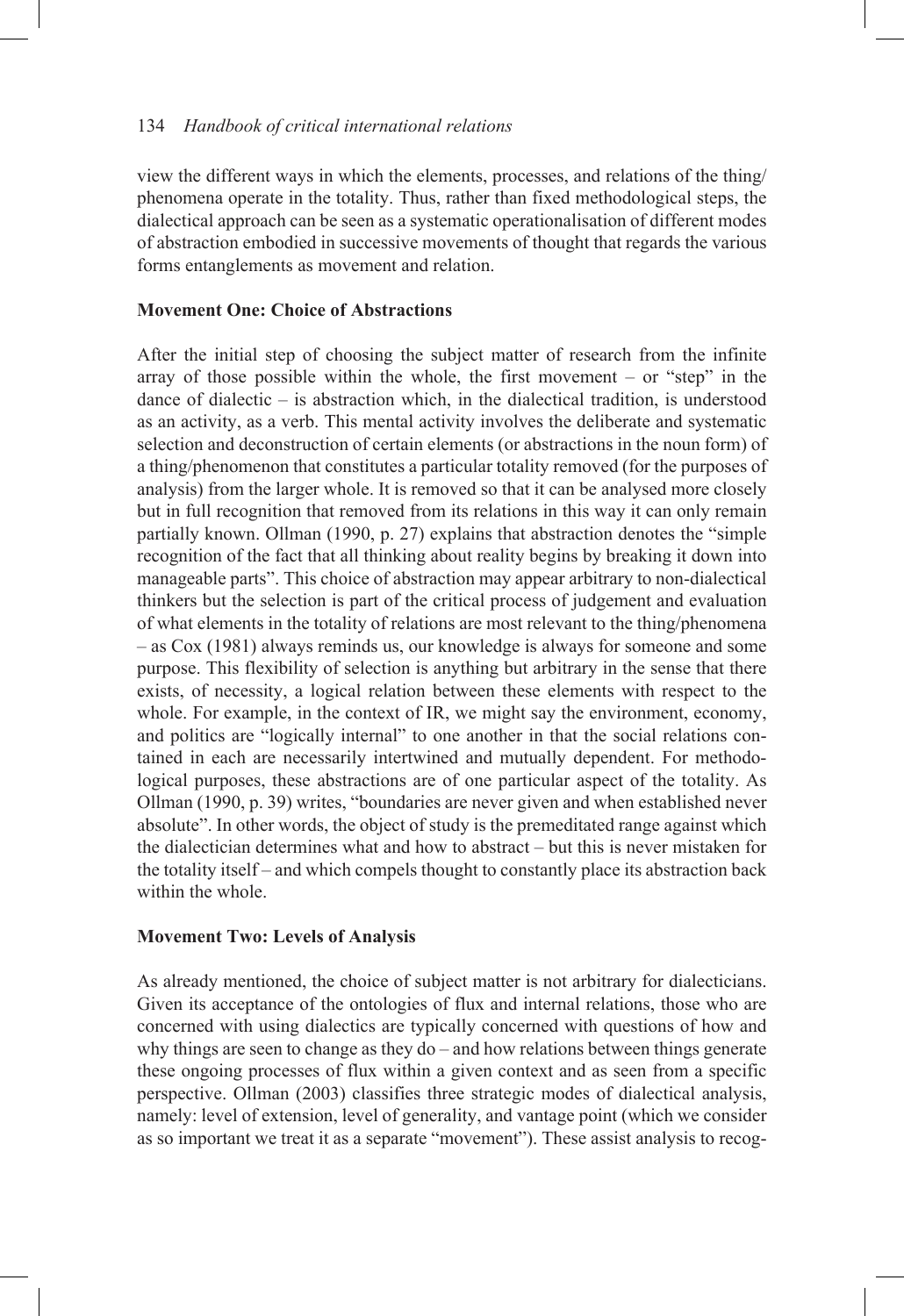view the different ways in which the elements, processes, and relations of the thing/phenomena operate in the totality. Thus, rather than fixed methodological steps, the dialectical approach can be seen as a systematic operationalisation of different modes of abstraction embodied in successive movements of thought that regards the various forms entanglements as movement and relation.

**Movement One: Choice of Abstractions**

After the initial step of choosing the subject matter of research from the infinite array of those possible within the whole, the first movement – or "step" in the dance of dialectic – is abstraction which, in the dialectical tradition, is understood as an activity, as a verb. This mental activity involves the deliberate and systematic selection and deconstruction of certain elements (or abstractions in the noun form) of a thing/phenomenon that constitutes a particular totality removed (for the purposes of analysis) from the larger whole. It is removed so that it can be analysed more closely but in full recognition that removed from its relations in this way it can only remain partially known. Ollman (1990, p. 27) explains that abstraction denotes the "simple recognition of the fact that all thinking about reality begins by breaking it down into manageable parts". This choice of abstraction may appear arbitrary to non-dialectical thinkers but the selection is part of the critical process of judgement and evaluation of what elements in the totality of relations are most relevant to the thing/phenomena – as Cox (1981) always reminds us, our knowledge is always for someone and some purpose. This flexibility of selection is anything but arbitrary in the sense that there exists, of necessity, a logical relation between these elements with respect to the whole. For example, in the context of IR, we might say the environment, economy, and politics are "logically internal" to one another in that the social relations contained in each are necessarily intertwined and mutually dependent. For methodological purposes, these abstractions are of one particular aspect of the totality. As Ollman (1990, p. 39) writes, "boundaries are never given and when established never absolute". In other words, the object of study is the premeditated range against which the dialectician determines what and how to abstract – but this is never mistaken for the totality itself – and which compels thought to constantly place its abstraction back within the whole.

**Movement Two: Levels of Analysis**

As already mentioned, the choice of subject matter is not arbitrary for dialecticians. Given its acceptance of the ontologies of flux and internal relations, those who are concerned with using dialectics are typically concerned with questions of how and why things are seen to change as they do – and how relations between things generate these ongoing processes of flux within a given context and as seen from a specific perspective. Ollman (2003) classifies three strategic modes of dialectical analysis, namely: level of extension, level of generality, and vantage point (which we consider as so important we treat it as a separate "movement"). These assist analysis to recog-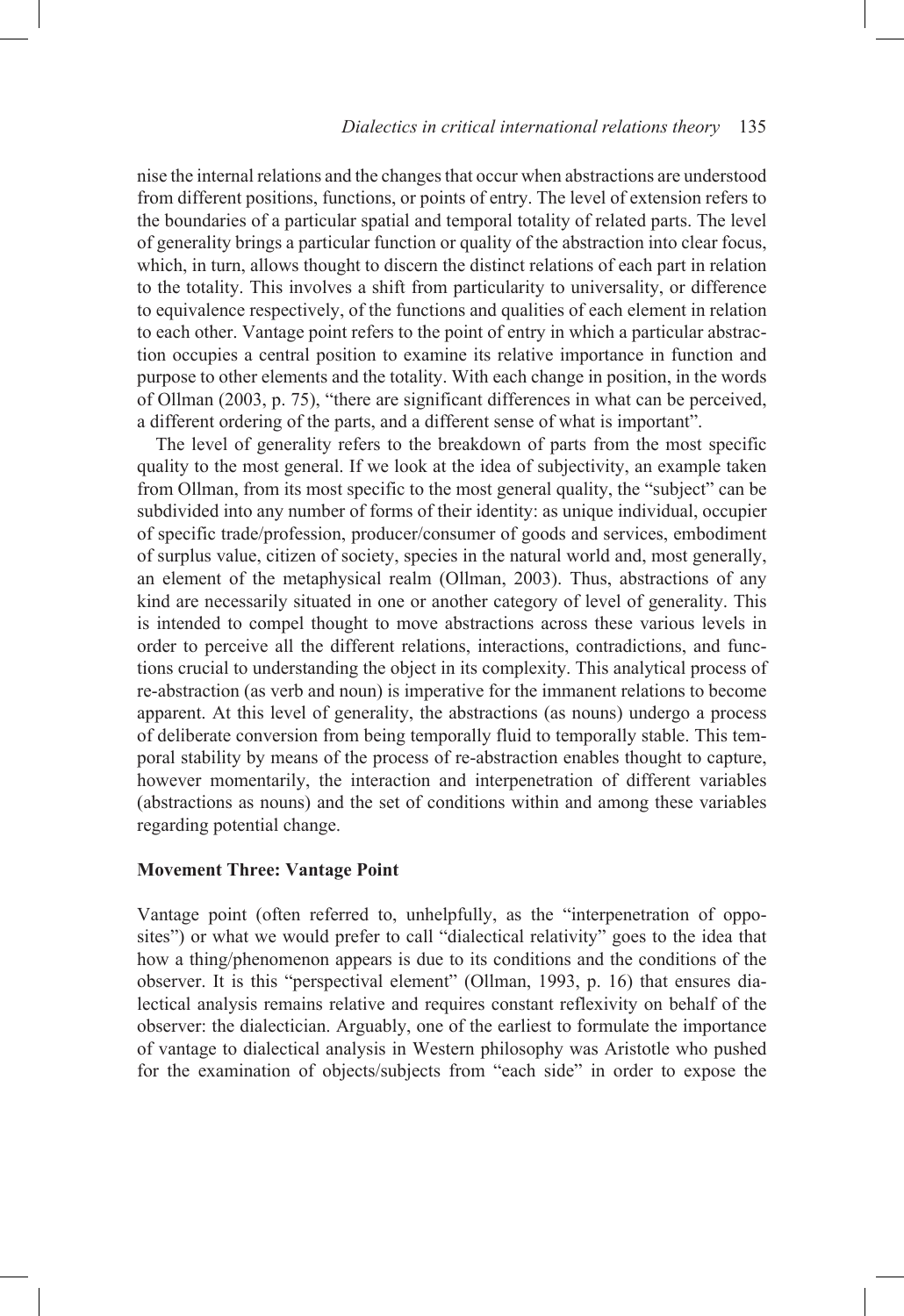nise the internal relations and the changes that occur when abstractions are understood from different positions, functions, or points of entry. The level of extension refers to the boundaries of a particular spatial and temporal totality of related parts. The level of generality brings a particular function or quality of the abstraction into clear focus, which, in turn, allows thought to discern the distinct relations of each part in relation to the totality. This involves a shift from particularity to universality, or difference to equivalence respectively, of the functions and qualities of each element in relation to each other. Vantage point refers to the point of entry in which a particular abstraction occupies a central position to examine its relative importance in function and purpose to other elements and the totality. With each change in position, in the words of Ollman (2003, p. 75), "there are significant differences in what can be perceived, a different ordering of the parts, and a different sense of what is important".

The level of generality refers to the breakdown of parts from the most specific quality to the most general. If we look at the idea of subjectivity, an example taken from Ollman, from its most specific to the most general quality, the "subject" can be subdivided into any number of forms of their identity: as unique individual, occupier of specific trade/profession, producer/consumer of goods and services, embodiment of surplus value, citizen of society, species in the natural world and, most generally, an element of the metaphysical realm (Ollman, 2003). Thus, abstractions of any kind are necessarily situated in one or another category of level of generality. This is intended to compel thought to move abstractions across these various levels in order to perceive all the different relations, interactions, contradictions, and functions crucial to understanding the object in its complexity. This analytical process of re-abstraction (as verb and noun) is imperative for the immanent relations to become apparent. At this level of generality, the abstractions (as nouns) undergo a process of deliberate conversion from being temporally fluid to temporally stable. This temporal stability by means of the process of re-abstraction enables thought to capture, however momentarily, the interaction and interpenetration of different variables (abstractions as nouns) and the set of conditions within and among these variables regarding potential change.

### Movement Three: Vantage Point

Vantage point (often referred to, unhelpfully, as the "interpenetration of opposites") or what we would prefer to call "dialectical relativity" goes to the idea that how a thing/phenomenon appears is due to its conditions and the conditions of the observer. It is this "perspectival element" (Ollman, 1993, p. 16) that ensures dialectical analysis remains relative and requires constant reflexivity on behalf of the observer: the dialectician. Arguably, one of the earliest to formulate the importance of vantage to dialectical analysis in Western philosophy was Aristotle who pushed for the examination of objects/subjects from "each side" in order to expose the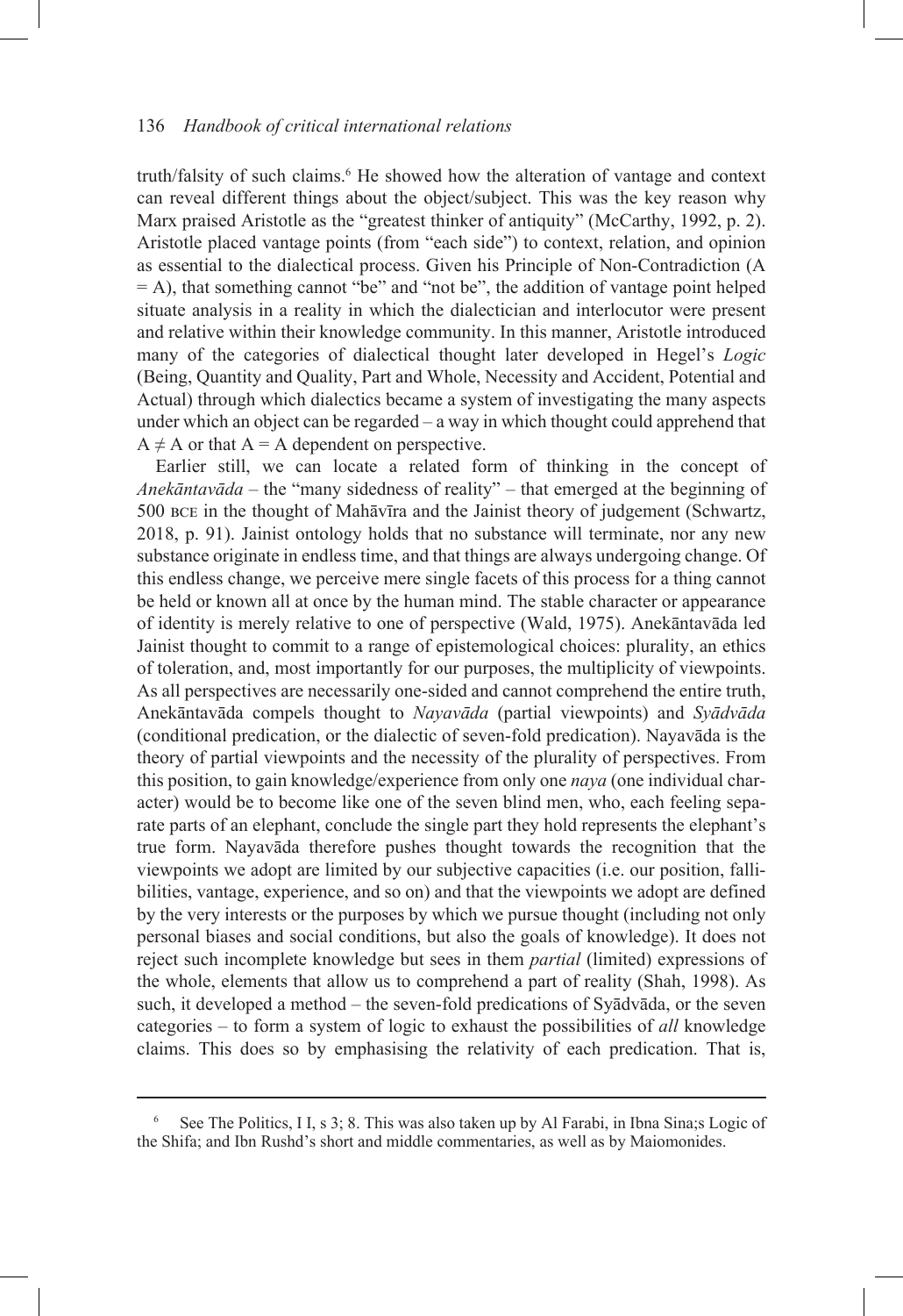truth/falsity of such claims.[6] He showed how the alteration of vantage and context can reveal different things about the object/subject. This was the key reason why Marx praised Aristotle as the "greatest thinker of antiquity" (McCarthy, 1992, p. 2). Aristotle placed vantage points (from "each side") to context, relation, and opinion as essential to the dialectical process. Given his Principle of Non-Contradiction ($A = A$), that something cannot "be" and "not be", the addition of vantage point helped situate analysis in a reality in which the dialectician and interlocutor were present and relative within their knowledge community. In this manner, Aristotle introduced many of the categories of dialectical thought later developed in Hegel's *Logic* (Being, Quantity and Quality, Part and Whole, Necessity and Accident, Potential and Actual) through which dialectics became a system of investigating the many aspects under which an object can be regarded – a way in which thought could apprehend that $A \neq A$ or that $A = A$ dependent on perspective.

Earlier still, we can locate a related form of thinking in the concept of *Anekāntavāda* – the "many sidedness of reality" – that emerged at the beginning of 500 BCE in the thought of Mahāvīra and the Jainist theory of judgement (Schwartz, 2018, p. 91). Jainist ontology holds that no substance will terminate, nor any new substance originate in endless time, and that things are always undergoing change. Of this endless change, we perceive mere single facets of this process for a thing cannot be held or known all at once by the human mind. The stable character or appearance of identity is merely relative to one of perspective (Wald, 1975). Anekāntavāda led Jainist thought to commit to a range of epistemological choices: plurality, an ethics of toleration, and, most importantly for our purposes, the multiplicity of viewpoints. As all perspectives are necessarily one-sided and cannot comprehend the entire truth, Anekāntavāda compels thought to *Nayavāda* (partial viewpoints) and *Syādvāda* (conditional predication, or the dialectic of seven-fold predication). Nayavāda is the theory of partial viewpoints and the necessity of the plurality of perspectives. From this position, to gain knowledge/experience from only one *naya* (one individual character) would be to become like one of the seven blind men, who, each feeling separate parts of an elephant, conclude the single part they hold represents the elephant's true form. Nayavāda therefore pushes thought towards the recognition that the viewpoints we adopt are limited by our subjective capacities (i.e. our position, fallibilities, vantage, experience, and so on) and that the viewpoints we adopt are defined by the very interests or the purposes by which we pursue thought (including not only personal biases and social conditions, but also the goals of knowledge). It does not reject such incomplete knowledge but sees in them *partial* (limited) expressions of the whole, elements that allow us to comprehend a part of reality (Shah, 1998). As such, it developed a method – the seven-fold predications of Syādvāda, or the seven categories – to form a system of logic to exhaust the possibilities of *all* knowledge claims. This does so by emphasising the relativity of each predication. That is,

---

[6] See The Politics, I I, s 3; 8. This was also taken up by Al Farabi, in Ibna Sina;s Logic of the Shifa; and Ibn Rushd's short and middle commentaries, as well as by Maiomonides.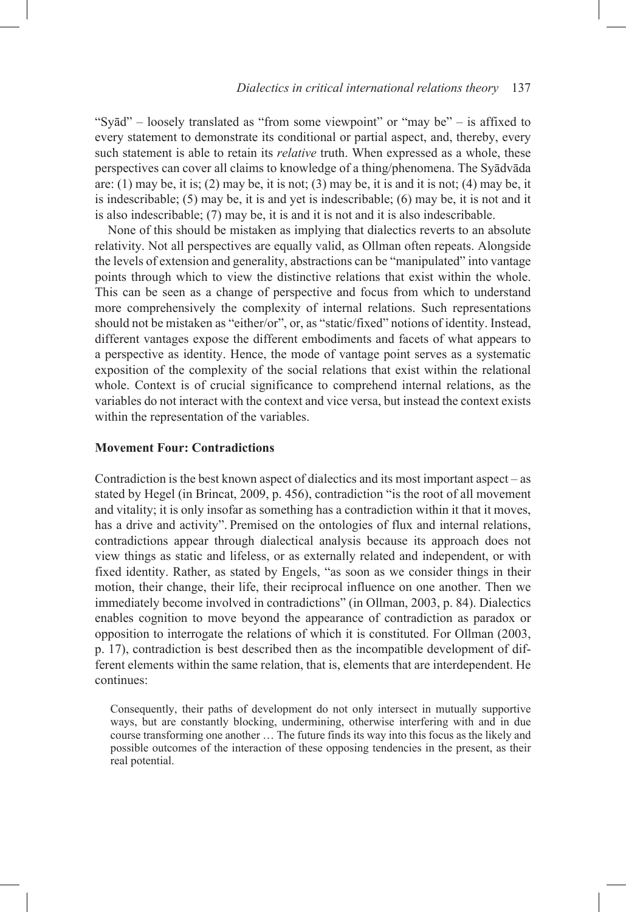"Syād" – loosely translated as "from some viewpoint" or "may be" – is affixed to every statement to demonstrate its conditional or partial aspect, and, thereby, every such statement is able to retain its *relative* truth. When expressed as a whole, these perspectives can cover all claims to knowledge of a thing/phenomena. The Syādvāda are: (1) may be, it is; (2) may be, it is not; (3) may be, it is and it is not; (4) may be, it is indescribable; (5) may be, it is and yet is indescribable; (6) may be, it is not and it is also indescribable; (7) may be, it is and it is not and it is also indescribable.

None of this should be mistaken as implying that dialectics reverts to an absolute relativity. Not all perspectives are equally valid, as Ollman often repeats. Alongside the levels of extension and generality, abstractions can be "manipulated" into vantage points through which to view the distinctive relations that exist within the whole. This can be seen as a change of perspective and focus from which to understand more comprehensively the complexity of internal relations. Such representations should not be mistaken as "either/or", or, as "static/fixed" notions of identity. Instead, different vantages expose the different embodiments and facets of what appears to a perspective as identity. Hence, the mode of vantage point serves as a systematic exposition of the complexity of the social relations that exist within the relational whole. Context is of crucial significance to comprehend internal relations, as the variables do not interact with the context and vice versa, but instead the context exists within the representation of the variables.

### Movement Four: Contradictions

Contradiction is the best known aspect of dialectics and its most important aspect – as stated by Hegel (in Brincat, 2009, p. 456), contradiction "is the root of all movement and vitality; it is only insofar as something has a contradiction within it that it moves, has a drive and activity". Premised on the ontologies of flux and internal relations, contradictions appear through dialectical analysis because its approach does not view things as static and lifeless, or as externally related and independent, or with fixed identity. Rather, as stated by Engels, "as soon as we consider things in their motion, their change, their life, their reciprocal influence on one another. Then we immediately become involved in contradictions" (in Ollman, 2003, p. 84). Dialectics enables cognition to move beyond the appearance of contradiction as paradox or opposition to interrogate the relations of which it is constituted. For Ollman (2003, p. 17), contradiction is best described then as the incompatible development of different elements within the same relation, that is, elements that are interdependent. He continues:

> Consequently, their paths of development do not only intersect in mutually supportive ways, but are constantly blocking, undermining, otherwise interfering with and in due course transforming one another … The future finds its way into this focus as the likely and possible outcomes of the interaction of these opposing tendencies in the present, as their real potential.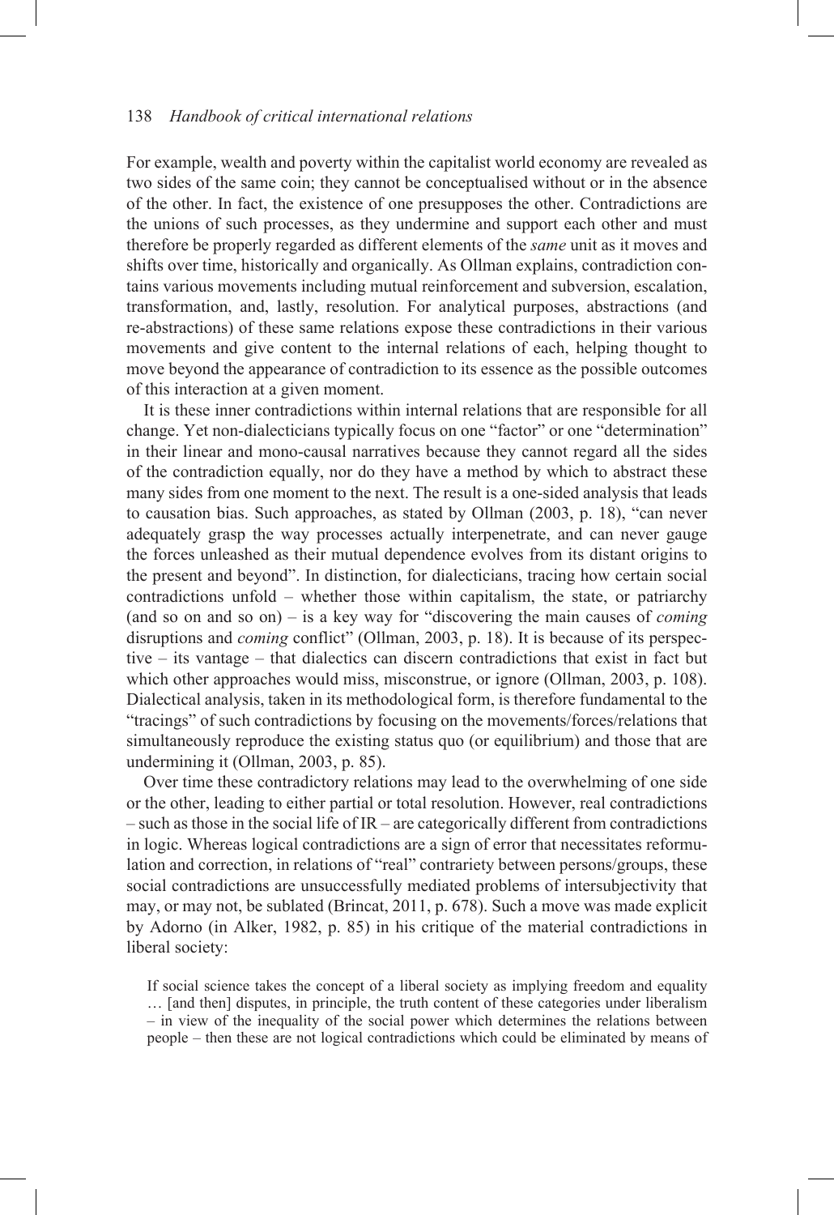For example, wealth and poverty within the capitalist world economy are revealed as two sides of the same coin; they cannot be conceptualised without or in the absence of the other. In fact, the existence of one presupposes the other. Contradictions are the unions of such processes, as they undermine and support each other and must therefore be properly regarded as different elements of the *same* unit as it moves and shifts over time, historically and organically. As Ollman explains, contradiction contains various movements including mutual reinforcement and subversion, escalation, transformation, and, lastly, resolution. For analytical purposes, abstractions (and re-abstractions) of these same relations expose these contradictions in their various movements and give content to the internal relations of each, helping thought to move beyond the appearance of contradiction to its essence as the possible outcomes of this interaction at a given moment.

It is these inner contradictions within internal relations that are responsible for all change. Yet non-dialecticians typically focus on one "factor" or one "determination" in their linear and mono-causal narratives because they cannot regard all the sides of the contradiction equally, nor do they have a method by which to abstract these many sides from one moment to the next. The result is a one-sided analysis that leads to causation bias. Such approaches, as stated by Ollman (2003, p. 18), "can never adequately grasp the way processes actually interpenetrate, and can never gauge the forces unleashed as their mutual dependence evolves from its distant origins to the present and beyond". In distinction, for dialecticians, tracing how certain social contradictions unfold – whether those within capitalism, the state, or patriarchy (and so on and so on) – is a key way for "discovering the main causes of *coming* disruptions and *coming* conflict" (Ollman, 2003, p. 18). It is because of its perspective – its vantage – that dialectics can discern contradictions that exist in fact but which other approaches would miss, misconstrue, or ignore (Ollman, 2003, p. 108). Dialectical analysis, taken in its methodological form, is therefore fundamental to the "tracings" of such contradictions by focusing on the movements/forces/relations that simultaneously reproduce the existing status quo (or equilibrium) and those that are undermining it (Ollman, 2003, p. 85).

Over time these contradictory relations may lead to the overwhelming of one side or the other, leading to either partial or total resolution. However, real contradictions – such as those in the social life of IR – are categorically different from contradictions in logic. Whereas logical contradictions are a sign of error that necessitates reformulation and correction, in relations of "real" contrariety between persons/groups, these social contradictions are unsuccessfully mediated problems of intersubjectivity that may, or may not, be sublated (Brincat, 2011, p. 678). Such a move was made explicit by Adorno (in Alker, 1982, p. 85) in his critique of the material contradictions in liberal society:

> If social science takes the concept of a liberal society as implying freedom and equality … [and then] disputes, in principle, the truth content of these categories under liberalism – in view of the inequality of the social power which determines the relations between people – then these are not logical contradictions which could be eliminated by means of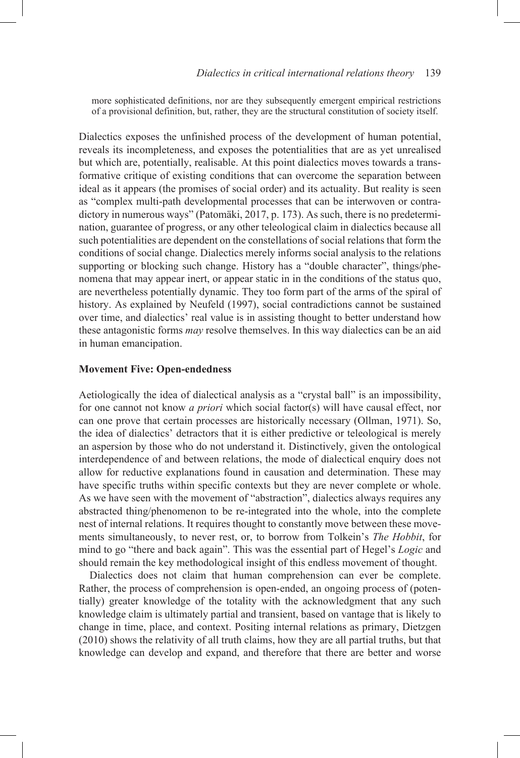more sophisticated definitions, nor are they subsequently emergent empirical restrictions of a provisional definition, but, rather, they are the structural constitution of society itself.

Dialectics exposes the unfinished process of the development of human potential, reveals its incompleteness, and exposes the potentialities that are as yet unrealised but which are, potentially, realisable. At this point dialectics moves towards a transformative critique of existing conditions that can overcome the separation between ideal as it appears (the promises of social order) and its actuality. But reality is seen as "complex multi-path developmental processes that can be interwoven or contradictory in numerous ways" (Patomäki, 2017, p. 173). As such, there is no predetermination, guarantee of progress, or any other teleological claim in dialectics because all such potentialities are dependent on the constellations of social relations that form the conditions of social change. Dialectics merely informs social analysis to the relations supporting or blocking such change. History has a "double character", things/phenomena that may appear inert, or appear static in in the conditions of the status quo, are nevertheless potentially dynamic. They too form part of the arms of the spiral of history. As explained by Neufeld (1997), social contradictions cannot be sustained over time, and dialectics' real value is in assisting thought to better understand how these antagonistic forms *may* resolve themselves. In this way dialectics can be an aid in human emancipation.

## Movement Five: Open-endedness

Aetiologically the idea of dialectical analysis as a "crystal ball" is an impossibility, for one cannot not know *a priori* which social factor(s) will have causal effect, nor can one prove that certain processes are historically necessary (Ollman, 1971). So, the idea of dialectics' detractors that it is either predictive or teleological is merely an aspersion by those who do not understand it. Distinctively, given the ontological interdependence of and between relations, the mode of dialectical enquiry does not allow for reductive explanations found in causation and determination. These may have specific truths within specific contexts but they are never complete or whole. As we have seen with the movement of "abstraction", dialectics always requires any abstracted thing/phenomenon to be re-integrated into the whole, into the complete nest of internal relations. It requires thought to constantly move between these movements simultaneously, to never rest, or, to borrow from Tolkein's *The Hobbit*, for mind to go "there and back again". This was the essential part of Hegel's *Logic* and should remain the key methodological insight of this endless movement of thought.

Dialectics does not claim that human comprehension can ever be complete. Rather, the process of comprehension is open-ended, an ongoing process of (potentially) greater knowledge of the totality with the acknowledgment that any such knowledge claim is ultimately partial and transient, based on vantage that is likely to change in time, place, and context. Positing internal relations as primary, Dietzgen (2010) shows the relativity of all truth claims, how they are all partial truths, but that knowledge can develop and expand, and therefore that there are better and worse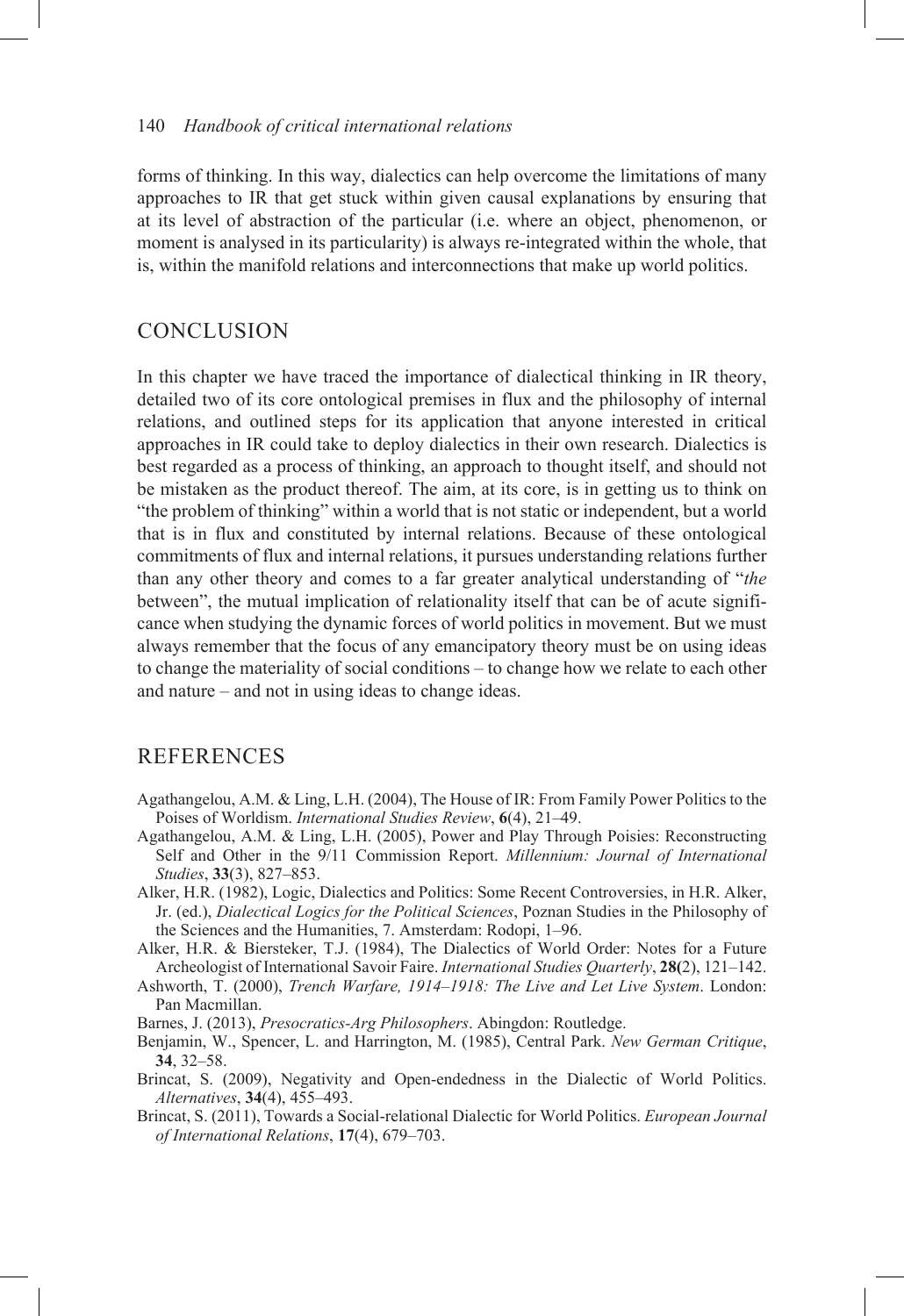forms of thinking. In this way, dialectics can help overcome the limitations of many approaches to IR that get stuck within given causal explanations by ensuring that at its level of abstraction of the particular (i.e. where an object, phenomenon, or moment is analysed in its particularity) is always re-integrated within the whole, that is, within the manifold relations and interconnections that make up world politics.

## CONCLUSION

In this chapter we have traced the importance of dialectical thinking in IR theory, detailed two of its core ontological premises in flux and the philosophy of internal relations, and outlined steps for its application that anyone interested in critical approaches in IR could take to deploy dialectics in their own research. Dialectics is best regarded as a process of thinking, an approach to thought itself, and should not be mistaken as the product thereof. The aim, at its core, is in getting us to think on "the problem of thinking" within a world that is not static or independent, but a world that is in flux and constituted by internal relations. Because of these ontological commitments of flux and internal relations, it pursues understanding relations further than any other theory and comes to a far greater analytical understanding of "*the* between", the mutual implication of relationality itself that can be of acute significance when studying the dynamic forces of world politics in movement. But we must always remember that the focus of any emancipatory theory must be on using ideas to change the materiality of social conditions – to change how we relate to each other and nature – and not in using ideas to change ideas.

## REFERENCES

Agathangelou, A.M. & Ling, L.H. (2004), The House of IR: From Family Power Politics to the Poises of Worldism. *International Studies Review*, **6**(4), 21–49.

Agathangelou, A.M. & Ling, L.H. (2005), Power and Play Through Poisies: Reconstructing Self and Other in the 9/11 Commission Report. *Millennium: Journal of International Studies*, **33**(3), 827–853.

Alker, H.R. (1982), Logic, Dialectics and Politics: Some Recent Controversies, in H.R. Alker, Jr. (ed.), *Dialectical Logics for the Political Sciences*, Poznan Studies in the Philosophy of the Sciences and the Humanities, 7. Amsterdam: Rodopi, 1–96.

Alker, H.R. & Biersteker, T.J. (1984), The Dialectics of World Order: Notes for a Future Archeologist of International Savoir Faire. *International Studies Quarterly*, **28(**2), 121–142.

Ashworth, T. (2000), *Trench Warfare, 1914–1918: The Live and Let Live System*. London: Pan Macmillan.

Barnes, J. (2013), *Presocratics-Arg Philosophers*. Abingdon: Routledge.

Benjamin, W., Spencer, L. and Harrington, M. (1985), Central Park. *New German Critique*, **34**, 32–58.

Brincat, S. (2009), Negativity and Open-endedness in the Dialectic of World Politics. *Alternatives*, **34**(4), 455–493.

Brincat, S. (2011), Towards a Social-relational Dialectic for World Politics. *European Journal of International Relations*, **17**(4), 679–703.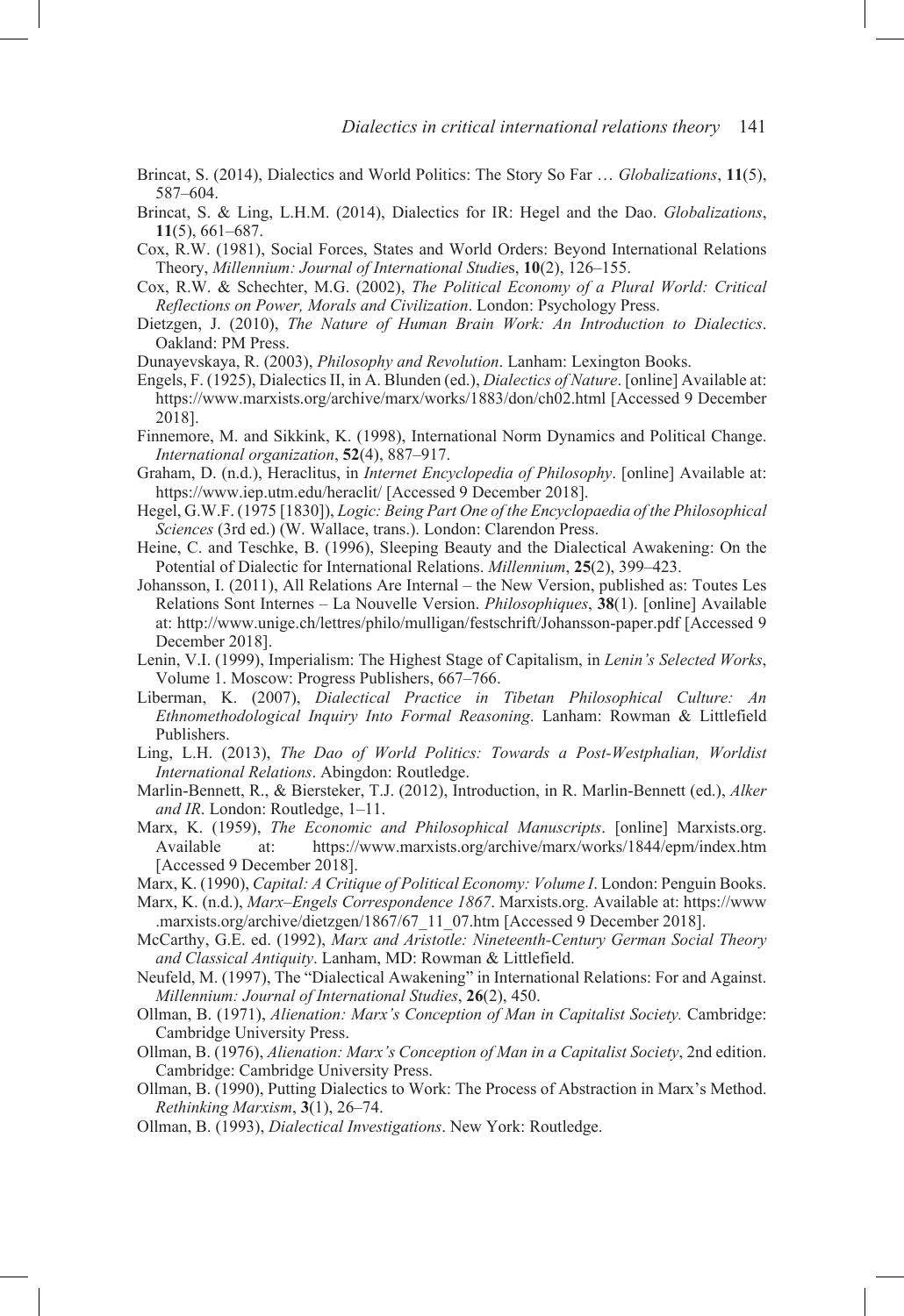Brincat, S. (2014), Dialectics and World Politics: The Story So Far … *Globalizations*, **11**(5), 587–604.

Brincat, S. & Ling, L.H.M. (2014), Dialectics for IR: Hegel and the Dao. *Globalizations*, **11**(5), 661–687.

Cox, R.W. (1981), Social Forces, States and World Orders: Beyond International Relations Theory, *Millennium: Journal of International Studies*, **10**(2), 126–155.

Cox, R.W. & Schechter, M.G. (2002), *The Political Economy of a Plural World: Critical Reflections on Power, Morals and Civilization*. London: Psychology Press.

Dietzgen, J. (2010), *The Nature of Human Brain Work: An Introduction to Dialectics*. Oakland: PM Press.

Dunayevskaya, R. (2003), *Philosophy and Revolution*. Lanham: Lexington Books.

Engels, F. (1925), Dialectics II, in A. Blunden (ed.), *Dialectics of Nature*. [online] Available at: https://www.marxists.org/archive/marx/works/1883/don/ch02.html [Accessed 9 December 2018].

Finnemore, M. and Sikkink, K. (1998), International Norm Dynamics and Political Change. *International organization*, **52**(4), 887–917.

Graham, D. (n.d.), Heraclitus, in *Internet Encyclopedia of Philosophy*. [online] Available at: https://www.iep.utm.edu/heraclit/ [Accessed 9 December 2018].

Hegel, G.W.F. (1975 [1830]), *Logic: Being Part One of the Encyclopaedia of the Philosophical Sciences* (3rd ed.) (W. Wallace, trans.). London: Clarendon Press.

Heine, C. and Teschke, B. (1996), Sleeping Beauty and the Dialectical Awakening: On the Potential of Dialectic for International Relations. *Millennium*, **25**(2), 399–423.

Johansson, I. (2011), All Relations Are Internal – the New Version, published as: Toutes Les Relations Sont Internes – La Nouvelle Version. *Philosophiques*, **38**(1). [online] Available at: http://www.unige.ch/lettres/philo/mulligan/festschrift/Johansson-paper.pdf [Accessed 9 December 2018].

Lenin, V.I. (1999), Imperialism: The Highest Stage of Capitalism, in *Lenin's Selected Works*, Volume 1. Moscow: Progress Publishers, 667–766.

Liberman, K. (2007), *Dialectical Practice in Tibetan Philosophical Culture: An Ethnomethodological Inquiry Into Formal Reasoning*. Lanham: Rowman & Littlefield Publishers.

Ling, L.H. (2013), *The Dao of World Politics: Towards a Post-Westphalian, Worldist International Relations*. Abingdon: Routledge.

Marlin-Bennett, R., & Biersteker, T.J. (2012), Introduction, in R. Marlin-Bennett (ed.), *Alker and IR*. London: Routledge, 1–11.

Marx, K. (1959), *The Economic and Philosophical Manuscripts*. [online] Marxists.org. Available at: https://www.marxists.org/archive/marx/works/1844/epm/index.htm [Accessed 9 December 2018].

Marx, K. (1990), *Capital: A Critique of Political Economy: Volume I*. London: Penguin Books.

Marx, K. (n.d.), *Marx–Engels Correspondence 1867*. Marxists.org. Available at: https://www.marxists.org/archive/dietzgen/1867/67_11_07.htm [Accessed 9 December 2018].

McCarthy, G.E. ed. (1992), *Marx and Aristotle: Nineteenth-Century German Social Theory and Classical Antiquity*. Lanham, MD: Rowman & Littlefield.

Neufeld, M. (1997), The "Dialectical Awakening" in International Relations: For and Against. *Millennium: Journal of International Studies*, **26**(2), 450.

Ollman, B. (1971), *Alienation: Marx's Conception of Man in Capitalist Society.* Cambridge: Cambridge University Press.

Ollman, B. (1976), *Alienation: Marx's Conception of Man in a Capitalist Society*, 2nd edition. Cambridge: Cambridge University Press.

Ollman, B. (1990), Putting Dialectics to Work: The Process of Abstraction in Marx's Method. *Rethinking Marxism*, **3**(1), 26–74.

Ollman, B. (1993), *Dialectical Investigations*. New York: Routledge.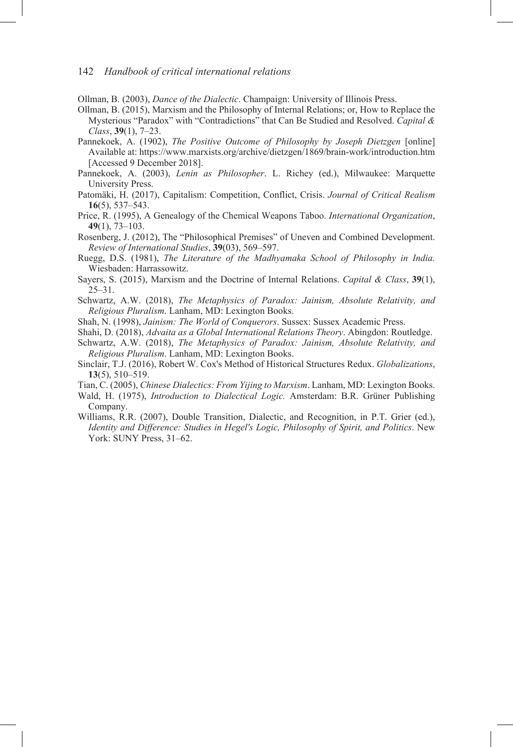Ollman, B. (2003), *Dance of the Dialectic*. Champaign: University of Illinois Press.

Ollman, B. (2015), Marxism and the Philosophy of Internal Relations; or, How to Replace the Mysterious "Paradox" with "Contradictions" that Can Be Studied and Resolved. *Capital & Class*, **39**(1), 7–23.

Pannekoek, A. (1902), *The Positive Outcome of Philosophy by Joseph Dietzgen* [online] Available at: https://www.marxists.org/archive/dietzgen/1869/brain-work/introduction.htm [Accessed 9 December 2018].

Pannekoek, A. (2003), *Lenin as Philosopher*. L. Richey (ed.), Milwaukee: Marquette University Press.

Patomäki, H. (2017), Capitalism: Competition, Conflict, Crisis. *Journal of Critical Realism* **16**(5), 537–543.

Price, R. (1995), A Genealogy of the Chemical Weapons Taboo. *International Organization*, **49**(1), 73–103.

Rosenberg, J. (2012), The "Philosophical Premises" of Uneven and Combined Development. *Review of International Studies*, **39**(03), 569–597.

Ruegg, D.S. (1981), *The Literature of the Madhyamaka School of Philosophy in India.* Wiesbaden: Harrassowitz.

Sayers, S. (2015), Marxism and the Doctrine of Internal Relations. *Capital & Class*, **39**(1), 25–31.

Schwartz, A.W. (2018), *The Metaphysics of Paradox: Jainism, Absolute Relativity, and Religious Pluralism*. Lanham, MD: Lexington Books.

Shah, N. (1998), *Jainism: The World of Conquerors*. Sussex: Sussex Academic Press.

Shahi, D. (2018), *Advaita as a Global International Relations Theory*. Abingdon: Routledge.

Schwartz, A.W. (2018), *The Metaphysics of Paradox: Jainism, Absolute Relativity, and Religious Pluralism*. Lanham, MD: Lexington Books.

Sinclair, T.J. (2016), Robert W. Cox's Method of Historical Structures Redux. *Globalizations*, **13**(5), 510–519.

Tian, C. (2005), *Chinese Dialectics: From Yijing to Marxism*. Lanham, MD: Lexington Books.

Wald, H. (1975), *Introduction to Dialectical Logic.* Amsterdam: B.R. Grüner Publishing Company.

Williams, R.R. (2007), Double Transition, Dialectic, and Recognition, in P.T. Grier (ed.), *Identity and Difference: Studies in Hegel's Logic, Philosophy of Spirit, and Politics*. New York: SUNY Press, 31–62.